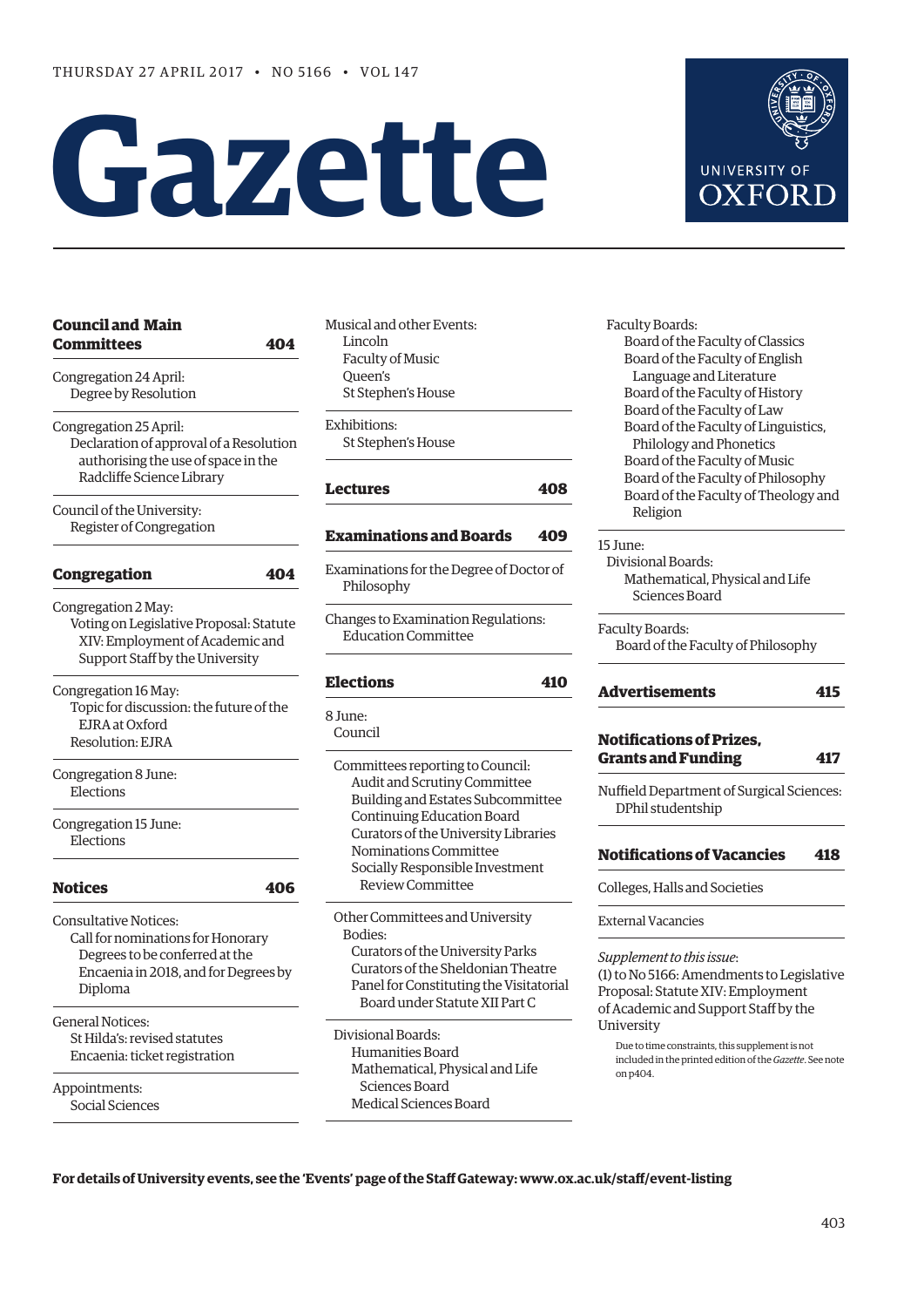THURSDAY 27 APRIL 2017 • NO 5166 • VOL 147

# Gazette

UNIVERSITY OF OXFORD

## Council and Main Committees — 404

Congregation 24 April:
- Degree by Resolution

Congregation 25 April:
- Declaration of approval of a Resolution authorising the use of space in the Radcliffe Science Library

Council of the University:
- Register of Congregation

## Congregation — 404

Congregation 2 May:
- Voting on Legislative Proposal: Statute XIV: Employment of Academic and Support Staff by the University

Congregation 16 May:
- Topic for discussion: the future of the EJRA at Oxford
- Resolution: EJRA

Congregation 8 June:
- Elections

Congregation 15 June:
- Elections

## Notices — 406

Consultative Notices:
- Call for nominations for Honorary Degrees to be conferred at the Encaenia in 2018, and for Degrees by Diploma

General Notices:
- St Hilda's: revised statutes
- Encaenia: ticket registration

Appointments:
- Social Sciences

Musical and other Events:
- Lincoln
- Faculty of Music
- Queen's
- St Stephen's House

Exhibitions:
- St Stephen's House

## Lectures — 408

## Examinations and Boards — 409

Examinations for the Degree of Doctor of Philosophy

Changes to Examination Regulations:
- Education Committee

## Elections — 410

8 June:
- Council

Committees reporting to Council:
- Audit and Scrutiny Committee
- Building and Estates Subcommittee
- Continuing Education Board
- Curators of the University Libraries
- Nominations Committee
- Socially Responsible Investment Review Committee

Other Committees and University Bodies:
- Curators of the University Parks
- Curators of the Sheldonian Theatre
- Panel for Constituting the Visitatorial Board under Statute XII Part C

Divisional Boards:
- Humanities Board
- Mathematical, Physical and Life Sciences Board
- Medical Sciences Board

Faculty Boards:
- Board of the Faculty of Classics
- Board of the Faculty of English Language and Literature
- Board of the Faculty of History
- Board of the Faculty of Law
- Board of the Faculty of Linguistics, Philology and Phonetics
- Board of the Faculty of Music
- Board of the Faculty of Philosophy
- Board of the Faculty of Theology and Religion

15 June:

Divisional Boards:
- Mathematical, Physical and Life Sciences Board

Faculty Boards:
- Board of the Faculty of Philosophy

## Advertisements — 415

## Notifications of Prizes, Grants and Funding — 417

Nuffield Department of Surgical Sciences:
- DPhil studentship

## Notifications of Vacancies — 418

Colleges, Halls and Societies

External Vacancies

*Supplement to this issue*:
(1) to No 5166: Amendments to Legislative Proposal: Statute XIV: Employment of Academic and Support Staff by the University

Due to time constraints, this supplement is not included in the printed edition of the *Gazette*. See note on p404.

**For details of University events, see the 'Events' page of the Staff Gateway: www.ox.ac.uk/staff/event-listing**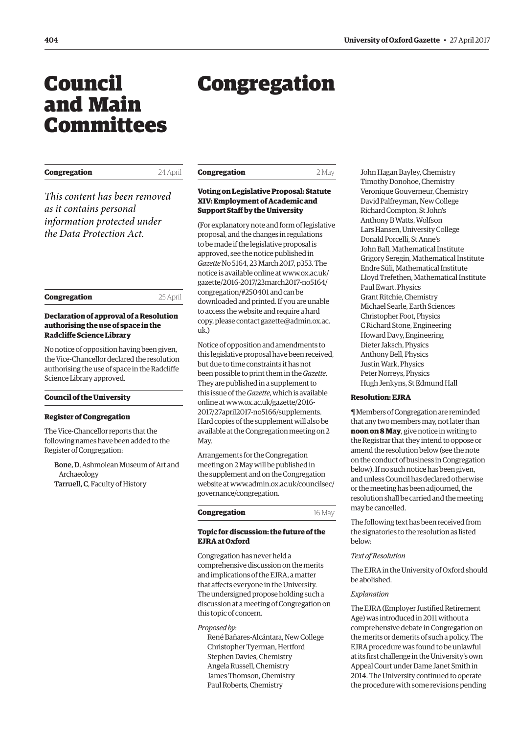# Council and Main Committees

# Congregation

**Congregation** 24 April

*This content has been removed as it contains personal information protected under the Data Protection Act.*

**Congregation** 25 April

### Declaration of approval of a Resolution authorising the use of space in the Radcliffe Science Library

No notice of opposition having been given, the Vice-Chancellor declared the resolution authorising the use of space in the Radcliffe Science Library approved.

**Council of the University**

### Register of Congregation

The Vice-Chancellor reports that the following names have been added to the Register of Congregation:

**Bone, D**, Ashmolean Museum of Art and Archaeology
**Tarruell, C**, Faculty of History

**Congregation** 2 May

### Voting on Legislative Proposal: Statute XIV: Employment of Academic and Support Staff by the University

(For explanatory note and form of legislative proposal, and the changes in regulations to be made if the legislative proposal is approved, see the notice published in *Gazette* No 5164, 23 March 2017, p353. The notice is available online at www.ox.ac.uk/gazette/2016-2017/23march2017-no5164/congregation/#250401 and can be downloaded and printed. If you are unable to access the website and require a hard copy, please contact gazette@admin.ox.ac.uk.)

Notice of opposition and amendments to this legislative proposal have been received, but due to time constraints it has not been possible to print them in the *Gazette*. They are published in a supplement to this issue of the *Gazette*, which is available online at www.ox.ac.uk/gazette/2016-2017/27april2017-no5166/supplements. Hard copies of the supplement will also be available at the Congregation meeting on 2 May.

Arrangements for the Congregation meeting on 2 May will be published in the supplement and on the Congregation website at www.admin.ox.ac.uk/councilsec/governance/congregation.

**Congregation** 16 May

### Topic for discussion: the future of the EJRA at Oxford

Congregation has never held a comprehensive discussion on the merits and implications of the EJRA, a matter that affects everyone in the University. The undersigned propose holding such a discussion at a meeting of Congregation on this topic of concern.

*Proposed by*:

René Bañares-Alcántara, New College
Christopher Tyerman, Hertford
Stephen Davies, Chemistry
Angela Russell, Chemistry
James Thomson, Chemistry
Paul Roberts, Chemistry
John Hagan Bayley, Chemistry
Timothy Donohoe, Chemistry
Veronique Gouverneur, Chemistry
David Palfreyman, New College
Richard Compton, St John's
Anthony B Watts, Wolfson
Lars Hansen, University College
Donald Porcelli, St Anne's
John Ball, Mathematical Institute
Grigory Seregin, Mathematical Institute
Endre Süli, Mathematical Institute
Lloyd Trefethen, Mathematical Institute
Paul Ewart, Physics
Grant Ritchie, Chemistry
Michael Searle, Earth Sciences
Christopher Foot, Physics
C Richard Stone, Engineering
Howard Davy, Engineering
Dieter Jaksch, Physics
Anthony Bell, Physics
Justin Wark, Physics
Peter Norreys, Physics
Hugh Jenkyns, St Edmund Hall

### Resolution: EJRA

¶ Members of Congregation are reminded that any two members may, not later than **noon on 8 May**, give notice in writing to the Registrar that they intend to oppose or amend the resolution below (see the note on the conduct of business in Congregation below). If no such notice has been given, and unless Council has declared otherwise or the meeting has been adjourned, the resolution shall be carried and the meeting may be cancelled.

The following text has been received from the signatories to the resolution as listed below:

*Text of Resolution*

The EJRA in the University of Oxford should be abolished.

*Explanation*

The EJRA (Employer Justified Retirement Age) was introduced in 2011 without a comprehensive debate in Congregation on the merits or demerits of such a policy. The EJRA procedure was found to be unlawful at its first challenge in the University's own Appeal Court under Dame Janet Smith in 2014. The University continued to operate the procedure with some revisions pending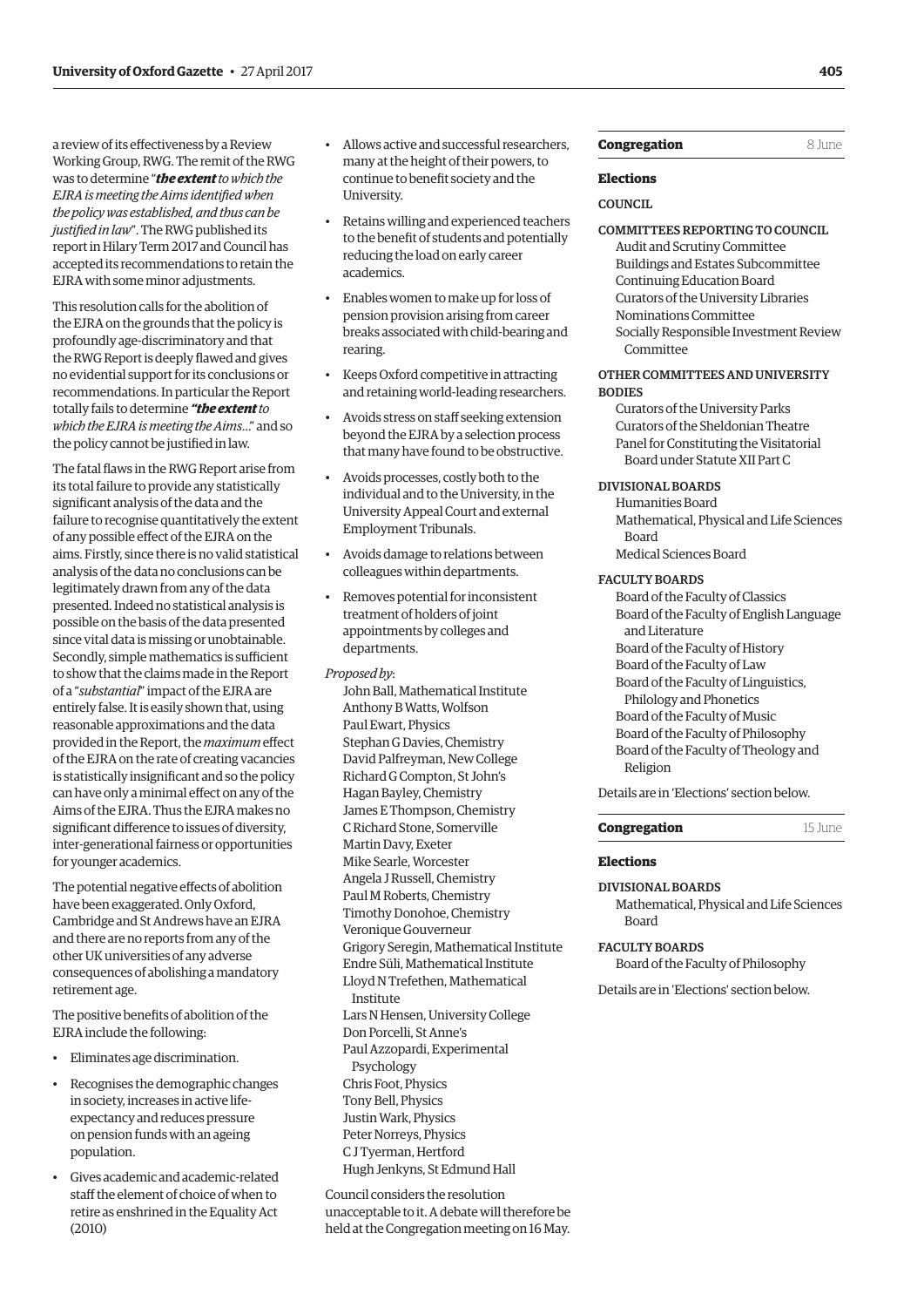a review of its effectiveness by a Review Working Group, RWG. The remit of the RWG was to determine "***the extent** to which the EJRA is meeting the Aims identified when the policy was established, and thus can be justified in law*". The RWG published its report in Hilary Term 2017 and Council has accepted its recommendations to retain the EJRA with some minor adjustments.

This resolution calls for the abolition of the EJRA on the grounds that the policy is profoundly age-discriminatory and that the RWG Report is deeply flawed and gives no evidential support for its conclusions or recommendations. In particular the Report totally fails to determine ***"the extent** to which the EJRA is meeting the Aims*..." and so the policy cannot be justified in law.

The fatal flaws in the RWG Report arise from its total failure to provide any statistically significant analysis of the data and the failure to recognise quantitatively the extent of any possible effect of the EJRA on the aims. Firstly, since there is no valid statistical analysis of the data no conclusions can be legitimately drawn from any of the data presented. Indeed no statistical analysis is possible on the basis of the data presented since vital data is missing or unobtainable. Secondly, simple mathematics is sufficient to show that the claims made in the Report of a "*substantial*" impact of the EJRA are entirely false. It is easily shown that, using reasonable approximations and the data provided in the Report, the *maximum* effect of the EJRA on the rate of creating vacancies is statistically insignificant and so the policy can have only a minimal effect on any of the Aims of the EJRA. Thus the EJRA makes no significant difference to issues of diversity, inter-generational fairness or opportunities for younger academics.

The potential negative effects of abolition have been exaggerated. Only Oxford, Cambridge and St Andrews have an EJRA and there are no reports from any of the other UK universities of any adverse consequences of abolishing a mandatory retirement age.

The positive benefits of abolition of the EJRA include the following:

- Eliminates age discrimination.
- Recognises the demographic changes in society, increases in active life-expectancy and reduces pressure on pension funds with an ageing population.
- Gives academic and academic-related staff the element of choice of when to retire as enshrined in the Equality Act (2010)
- Allows active and successful researchers, many at the height of their powers, to continue to benefit society and the University.
- Retains willing and experienced teachers to the benefit of students and potentially reducing the load on early career academics.
- Enables women to make up for loss of pension provision arising from career breaks associated with child-bearing and rearing.
- Keeps Oxford competitive in attracting and retaining world-leading researchers.
- Avoids stress on staff seeking extension beyond the EJRA by a selection process that many have found to be obstructive.
- Avoids processes, costly both to the individual and to the University, in the University Appeal Court and external Employment Tribunals.
- Avoids damage to relations between colleagues within departments.
- Removes potential for inconsistent treatment of holders of joint appointments by colleges and departments.

*Proposed by*:

John Ball, Mathematical Institute
Anthony B Watts, Wolfson
Paul Ewart, Physics
Stephan G Davies, Chemistry
David Palfreyman, New College
Richard G Compton, St John's
Hagan Bayley, Chemistry
James E Thompson, Chemistry
C Richard Stone, Somerville
Martin Davy, Exeter
Mike Searle, Worcester
Angela J Russell, Chemistry
Paul M Roberts, Chemistry
Timothy Donohoe, Chemistry
Veronique Gouverneur
Grigory Seregin, Mathematical Institute
Endre Süli, Mathematical Institute
Lloyd N Trefethen, Mathematical Institute
Lars N Hensen, University College
Don Porcelli, St Anne's
Paul Azzopardi, Experimental Psychology
Chris Foot, Physics
Tony Bell, Physics
Justin Wark, Physics
Peter Norreys, Physics
C J Tyerman, Hertford
Hugh Jenkyns, St Edmund Hall

Council considers the resolution unacceptable to it. A debate will therefore be held at the Congregation meeting on 16 May.

## Congregation — 8 June

### Elections

COUNCIL

COMMITTEES REPORTING TO COUNCIL
Audit and Scrutiny Committee
Buildings and Estates Subcommittee
Continuing Education Board
Curators of the University Libraries
Nominations Committee
Socially Responsible Investment Review Committee

OTHER COMMITTEES AND UNIVERSITY BODIES
Curators of the University Parks
Curators of the Sheldonian Theatre
Panel for Constituting the Visitatorial Board under Statute XII Part C

DIVISIONAL BOARDS
Humanities Board
Mathematical, Physical and Life Sciences Board
Medical Sciences Board

FACULTY BOARDS
Board of the Faculty of Classics
Board of the Faculty of English Language and Literature
Board of the Faculty of History
Board of the Faculty of Law
Board of the Faculty of Linguistics, Philology and Phonetics
Board of the Faculty of Music
Board of the Faculty of Philosophy
Board of the Faculty of Theology and Religion

Details are in 'Elections' section below.

## Congregation — 15 June

### Elections

DIVISIONAL BOARDS
Mathematical, Physical and Life Sciences Board

FACULTY BOARDS
Board of the Faculty of Philosophy

Details are in 'Elections' section below.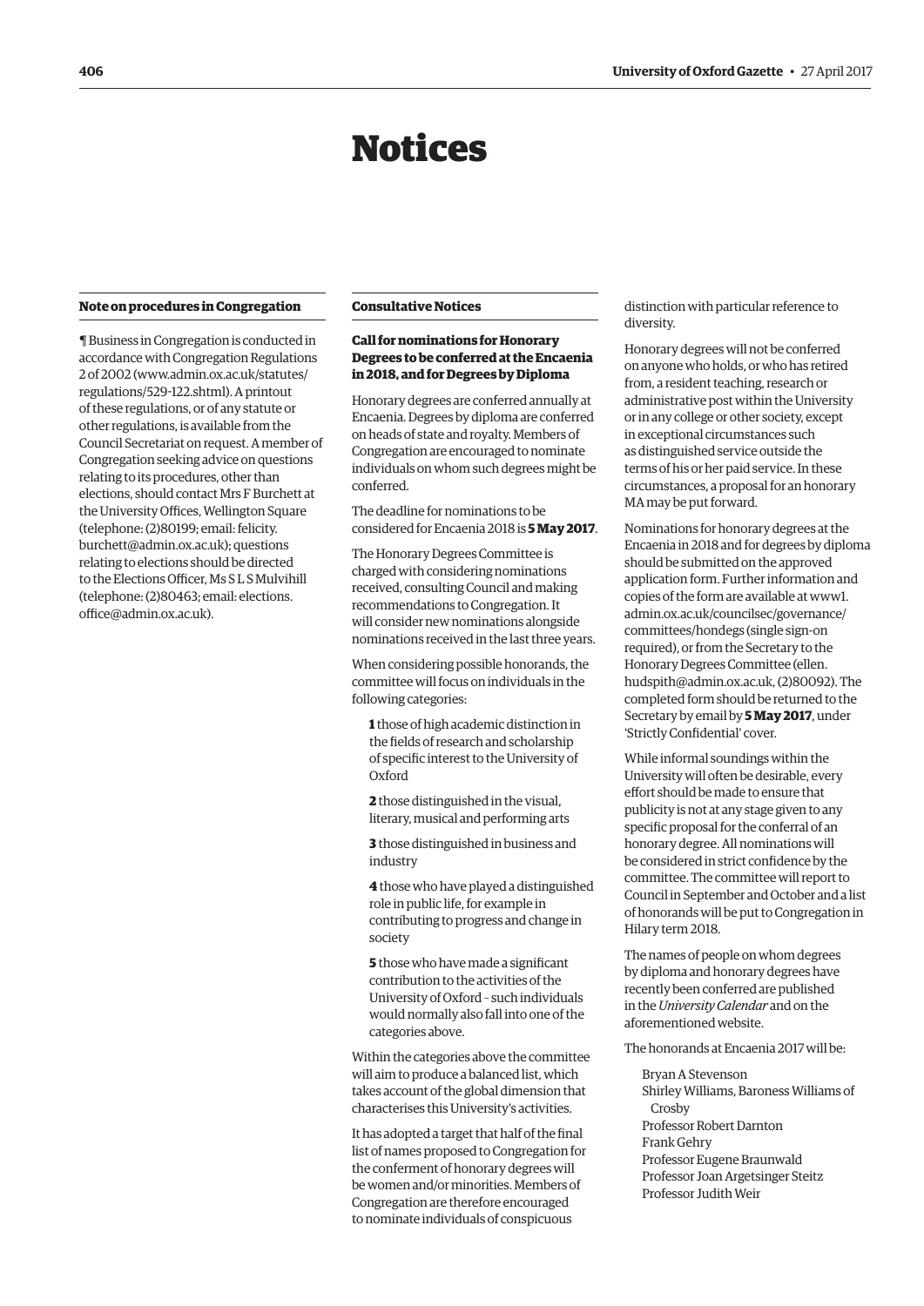# Notices

### Note on procedures in Congregation

¶ Business in Congregation is conducted in accordance with Congregation Regulations 2 of 2002 (www.admin.ox.ac.uk/statutes/regulations/529-122.shtml). A printout of these regulations, or of any statute or other regulations, is available from the Council Secretariat on request. A member of Congregation seeking advice on questions relating to its procedures, other than elections, should contact Mrs F Burchett at the University Offices, Wellington Square (telephone: (2)80199; email: felicity.burchett@admin.ox.ac.uk); questions relating to elections should be directed to the Elections Officer, Ms S L S Mulvihill (telephone: (2)80463; email: elections.office@admin.ox.ac.uk).

### Consultative Notices

#### Call for nominations for Honorary Degrees to be conferred at the Encaenia in 2018, and for Degrees by Diploma

Honorary degrees are conferred annually at Encaenia. Degrees by diploma are conferred on heads of state and royalty. Members of Congregation are encouraged to nominate individuals on whom such degrees might be conferred.

The deadline for nominations to be considered for Encaenia 2018 is **5 May 2017**.

The Honorary Degrees Committee is charged with considering nominations received, consulting Council and making recommendations to Congregation. It will consider new nominations alongside nominations received in the last three years.

When considering possible honorands, the committee will focus on individuals in the following categories:

**1** those of high academic distinction in the fields of research and scholarship of specific interest to the University of Oxford

**2** those distinguished in the visual, literary, musical and performing arts

**3** those distinguished in business and industry

**4** those who have played a distinguished role in public life, for example in contributing to progress and change in society

**5** those who have made a significant contribution to the activities of the University of Oxford – such individuals would normally also fall into one of the categories above.

Within the categories above the committee will aim to produce a balanced list, which takes account of the global dimension that characterises this University's activities.

It has adopted a target that half of the final list of names proposed to Congregation for the conferment of honorary degrees will be women and/or minorities. Members of Congregation are therefore encouraged to nominate individuals of conspicuous distinction with particular reference to diversity.

Honorary degrees will not be conferred on anyone who holds, or who has retired from, a resident teaching, research or administrative post within the University or in any college or other society, except in exceptional circumstances such as distinguished service outside the terms of his or her paid service. In these circumstances, a proposal for an honorary MA may be put forward.

Nominations for honorary degrees at the Encaenia in 2018 and for degrees by diploma should be submitted on the approved application form. Further information and copies of the form are available at www1.admin.ox.ac.uk/councilsec/governance/committees/hondegs (single sign-on required), or from the Secretary to the Honorary Degrees Committee (ellen.hudspith@admin.ox.ac.uk, (2)80092). The completed form should be returned to the Secretary by email by **5 May 2017**, under 'Strictly Confidential' cover.

While informal soundings within the University will often be desirable, every effort should be made to ensure that publicity is not at any stage given to any specific proposal for the conferral of an honorary degree. All nominations will be considered in strict confidence by the committee. The committee will report to Council in September and October and a list of honorands will be put to Congregation in Hilary term 2018.

The names of people on whom degrees by diploma and honorary degrees have recently been conferred are published in the *University Calendar* and on the aforementioned website.

The honorands at Encaenia 2017 will be:

Bryan A Stevenson
Shirley Williams, Baroness Williams of Crosby
Professor Robert Darnton
Frank Gehry
Professor Eugene Braunwald
Professor Joan Argetsinger Steitz
Professor Judith Weir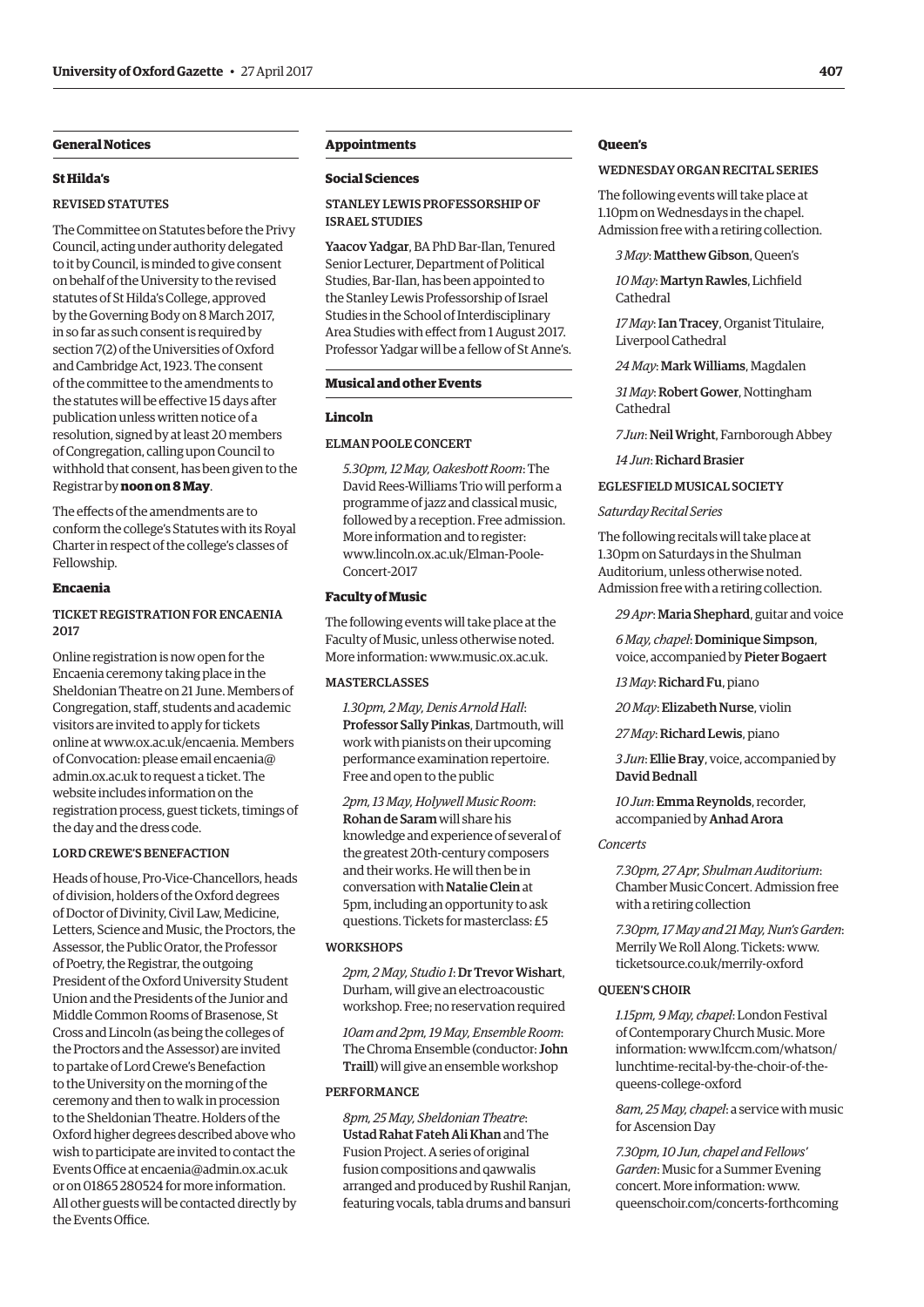## General Notices

### St Hilda's

#### REVISED STATUTES

The Committee on Statutes before the Privy Council, acting under authority delegated to it by Council, is minded to give consent on behalf of the University to the revised statutes of St Hilda's College, approved by the Governing Body on 8 March 2017, in so far as such consent is required by section 7(2) of the Universities of Oxford and Cambridge Act, 1923. The consent of the committee to the amendments to the statutes will be effective 15 days after publication unless written notice of a resolution, signed by at least 20 members of Congregation, calling upon Council to withhold that consent, has been given to the Registrar by **noon on 8 May**.

The effects of the amendments are to conform the college's Statutes with its Royal Charter in respect of the college's classes of Fellowship.

### Encaenia

#### TICKET REGISTRATION FOR ENCAENIA 2017

Online registration is now open for the Encaenia ceremony taking place in the Sheldonian Theatre on 21 June. Members of Congregation, staff, students and academic visitors are invited to apply for tickets online at www.ox.ac.uk/encaenia. Members of Convocation: please email encaenia@admin.ox.ac.uk to request a ticket. The website includes information on the registration process, guest tickets, timings of the day and the dress code.

#### LORD CREWE'S BENEFACTION

Heads of house, Pro-Vice-Chancellors, heads of division, holders of the Oxford degrees of Doctor of Divinity, Civil Law, Medicine, Letters, Science and Music, the Proctors, the Assessor, the Public Orator, the Professor of Poetry, the Registrar, the outgoing President of the Oxford University Student Union and the Presidents of the Junior and Middle Common Rooms of Brasenose, St Cross and Lincoln (as being the colleges of the Proctors and the Assessor) are invited to partake of Lord Crewe's Benefaction to the University on the morning of the ceremony and then to walk in procession to the Sheldonian Theatre. Holders of the Oxford higher degrees described above who wish to participate are invited to contact the Events Office at encaenia@admin.ox.ac.uk or on 01865 280524 for more information. All other guests will be contacted directly by the Events Office.

## Appointments

### Social Sciences

#### STANLEY LEWIS PROFESSORSHIP OF ISRAEL STUDIES

**Yaacov Yadgar**, BA PhD Bar-Ilan, Tenured Senior Lecturer, Department of Political Studies, Bar-Ilan, has been appointed to the Stanley Lewis Professorship of Israel Studies in the School of Interdisciplinary Area Studies with effect from 1 August 2017. Professor Yadgar will be a fellow of St Anne's.

## Musical and other Events

### Lincoln

#### ELMAN POOLE CONCERT

*5.30pm, 12 May, Oakeshott Room*: The David Rees-Williams Trio will perform a programme of jazz and classical music, followed by a reception. Free admission. More information and to register: www.lincoln.ox.ac.uk/Elman-Poole-Concert-2017

### Faculty of Music

The following events will take place at the Faculty of Music, unless otherwise noted. More information: www.music.ox.ac.uk.

#### MASTERCLASSES

*1.30pm, 2 May, Denis Arnold Hall*: **Professor Sally Pinkas**, Dartmouth, will work with pianists on their upcoming performance examination repertoire. Free and open to the public

*2pm, 13 May, Holywell Music Room*: **Rohan de Saram** will share his knowledge and experience of several of the greatest 20th-century composers and their works. He will then be in conversation with **Natalie Clein** at 5pm, including an opportunity to ask questions. Tickets for masterclass: £5

#### WORKSHOPS

*2pm, 2 May, Studio 1*: **Dr Trevor Wishart**, Durham, will give an electroacoustic workshop. Free; no reservation required

*10am and 2pm, 19 May, Ensemble Room*: The Chroma Ensemble (conductor: **John Traill**) will give an ensemble workshop

#### PERFORMANCE

*8pm, 25 May, Sheldonian Theatre*: **Ustad Rahat Fateh Ali Khan** and The Fusion Project. A series of original fusion compositions and qawwalis arranged and produced by Rushil Ranjan, featuring vocals, tabla drums and bansuri

### Queen's

#### WEDNESDAY ORGAN RECITAL SERIES

The following events will take place at 1.10pm on Wednesdays in the chapel. Admission free with a retiring collection.

*3 May*: **Matthew Gibson**, Queen's

*10 May*: **Martyn Rawles**, Lichfield Cathedral

*17 May*: **Ian Tracey**, Organist Titulaire, Liverpool Cathedral

*24 May*: **Mark Williams**, Magdalen

*31 May*: **Robert Gower**, Nottingham Cathedral

*7 Jun*: **Neil Wright**, Farnborough Abbey

*14 Jun*: **Richard Brasier**

#### EGLESFIELD MUSICAL SOCIETY

*Saturday Recital Series*

The following recitals will take place at 1.30pm on Saturdays in the Shulman Auditorium, unless otherwise noted. Admission free with a retiring collection.

*29 Apr*: **Maria Shephard**, guitar and voice

*6 May, chapel*: **Dominique Simpson**, voice, accompanied by **Pieter Bogaert**

*13 May*: **Richard Fu**, piano

*20 May*: **Elizabeth Nurse**, violin

*27 May*: **Richard Lewis**, piano

*3 Jun*: **Ellie Bray**, voice, accompanied by **David Bednall**

*10 Jun*: **Emma Reynolds**, recorder, accompanied by **Anhad Arora**

*Concerts*

*7.30pm, 27 Apr, Shulman Auditorium*: Chamber Music Concert. Admission free with a retiring collection

*7.30pm, 17 May and 21 May, Nun's Garden*: Merrily We Roll Along. Tickets: www.ticketsource.co.uk/merrily-oxford

#### QUEEN'S CHOIR

*1.15pm, 9 May, chapel*: London Festival of Contemporary Church Music. More information: www.lfccm.com/whatson/lunchtime-recital-by-the-choir-of-the-queens-college-oxford

*8am, 25 May, chapel*: a service with music for Ascension Day

*7.30pm, 10 Jun, chapel and Fellows' Garden*: Music for a Summer Evening concert. More information: www.queenschoir.com/concerts-forthcoming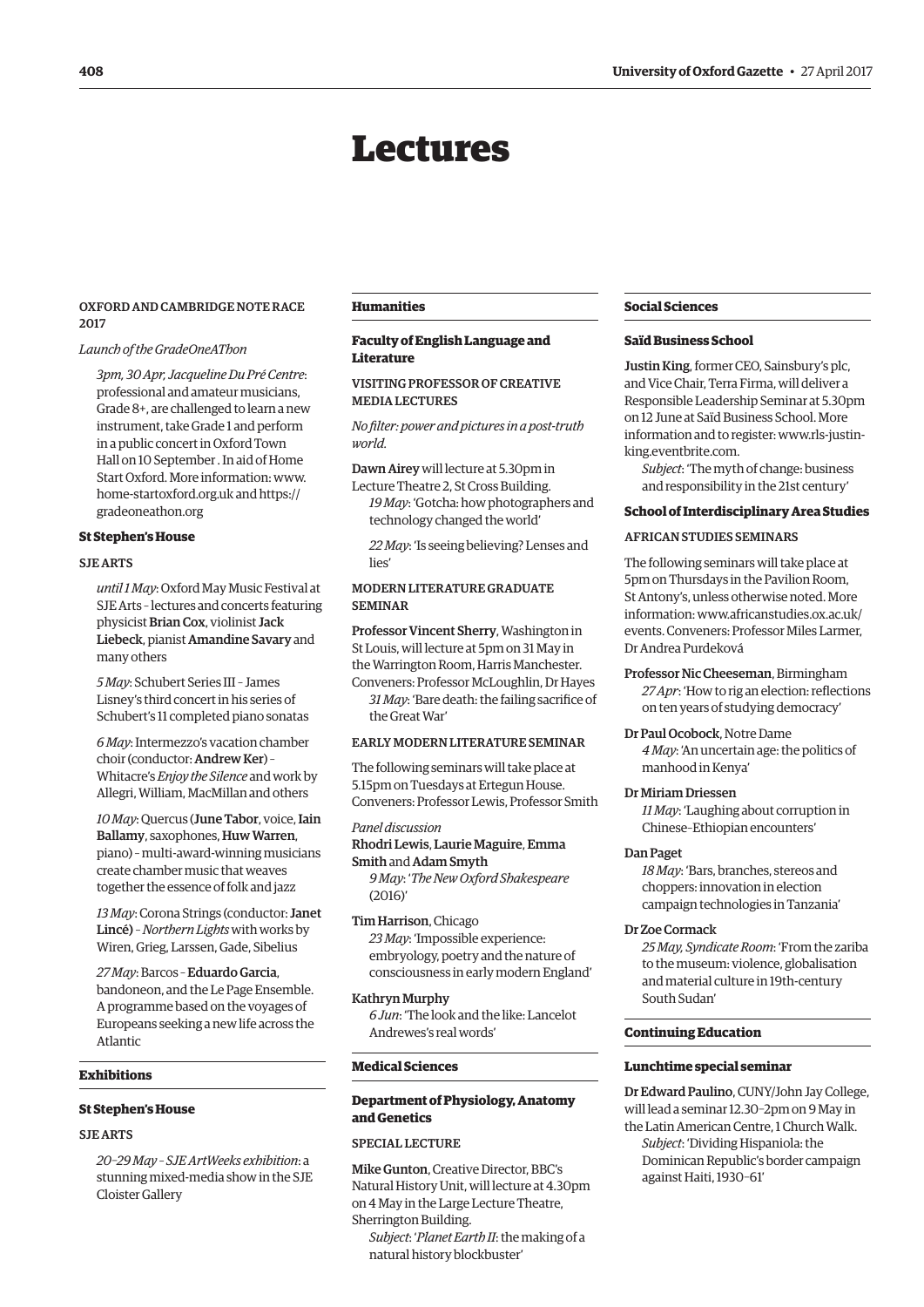# Lectures

OXFORD AND CAMBRIDGE NOTE RACE 2017

*Launch of the GradeOneAThon*

*3pm, 30 Apr, Jacqueline Du Pré Centre*: professional and amateur musicians, Grade 8+, are challenged to learn a new instrument, take Grade 1 and perform in a public concert in Oxford Town Hall on 10 September . In aid of Home Start Oxford. More information: www.home-startoxford.org.uk and https://gradeoneathon.org

### St Stephen's House

SJE ARTS

*until 1 May*: Oxford May Music Festival at SJE Arts – lectures and concerts featuring physicist **Brian Cox**, violinist **Jack Liebeck**, pianist **Amandine Savary** and many others

*5 May*: Schubert Series III – James Lisney's third concert in his series of Schubert's 11 completed piano sonatas

*6 May*: Intermezzo's vacation chamber choir (conductor: **Andrew Ker**) – Whitacre's *Enjoy the Silence* and work by Allegri, William, MacMillan and others

*10 May*: Quercus (**June Tabor**, voice, **Iain Ballamy**, saxophones, **Huw Warren**, piano) – multi-award-winning musicians create chamber music that weaves together the essence of folk and jazz

*13 May*: Corona Strings (conductor: **Janet Lincé**) – *Northern Lights* with works by Wiren, Grieg, Larssen, Gade, Sibelius

*27 May*: Barcos – **Eduardo Garcia**, bandoneon, and the Le Page Ensemble. A programme based on the voyages of Europeans seeking a new life across the Atlantic

## Exhibitions

### St Stephen's House

SJE ARTS

*20–29 May – SJE ArtWeeks exhibition*: a stunning mixed-media show in the SJE Cloister Gallery

## Humanities

### Faculty of English Language and Literature

VISITING PROFESSOR OF CREATIVE MEDIA LECTURES

*No filter: power and pictures in a post-truth world.*

**Dawn Airey** will lecture at 5.30pm in Lecture Theatre 2, St Cross Building.

*19 May*: 'Gotcha: how photographers and technology changed the world'

*22 May*: 'Is seeing believing? Lenses and lies'

MODERN LITERATURE GRADUATE SEMINAR

**Professor Vincent Sherry**, Washington in St Louis, will lecture at 5pm on 31 May in the Warrington Room, Harris Manchester. Conveners: Professor McLoughlin, Dr Hayes

*31 May*: 'Bare death: the failing sacrifice of the Great War'

EARLY MODERN LITERATURE SEMINAR

The following seminars will take place at 5.15pm on Tuesdays at Ertegun House. Conveners: Professor Lewis, Professor Smith

*Panel discussion*

**Rhodri Lewis**, **Laurie Maguire**, **Emma Smith** and **Adam Smyth**

*9 May*: '*The New Oxford Shakespeare* (2016)'

**Tim Harrison**, Chicago

*23 May*: 'Impossible experience: embryology, poetry and the nature of consciousness in early modern England'

**Kathryn Murphy**

*6 Jun*: 'The look and the like: Lancelot Andrewes's real words'

## Medical Sciences

### Department of Physiology, Anatomy and Genetics

SPECIAL LECTURE

**Mike Gunton**, Creative Director, BBC's Natural History Unit, will lecture at 4.30pm on 4 May in the Large Lecture Theatre, Sherrington Building.

*Subject*: '*Planet Earth II*: the making of a natural history blockbuster'

## Social Sciences

### Saïd Business School

**Justin King**, former CEO, Sainsbury's plc, and Vice Chair, Terra Firma, will deliver a Responsible Leadership Seminar at 5.30pm on 12 June at Saïd Business School. More information and to register: www.rls-justin-king.eventbrite.com.

*Subject*: 'The myth of change: business and responsibility in the 21st century'

### School of Interdisciplinary Area Studies

AFRICAN STUDIES SEMINARS

The following seminars will take place at 5pm on Thursdays in the Pavilion Room, St Antony's, unless otherwise noted. More information: www.africanstudies.ox.ac.uk/events. Conveners: Professor Miles Larmer, Dr Andrea Purdeková

**Professor Nic Cheeseman**, Birmingham

*27 Apr*: 'How to rig an election: reflections on ten years of studying democracy'

**Dr Paul Ocobock**, Notre Dame

*4 May*: 'An uncertain age: the politics of manhood in Kenya'

**Dr Miriam Driessen**

*11 May*: 'Laughing about corruption in Chinese–Ethiopian encounters'

**Dan Paget**

*18 May*: 'Bars, branches, stereos and choppers: innovation in election campaign technologies in Tanzania'

**Dr Zoe Cormack**

*25 May, Syndicate Room*: 'From the zariba to the museum: violence, globalisation and material culture in 19th-century South Sudan'

## Continuing Education

### Lunchtime special seminar

**Dr Edward Paulino**, CUNY/John Jay College, will lead a seminar 12.30–2pm on 9 May in the Latin American Centre, 1 Church Walk.

*Subject*: 'Dividing Hispaniola: the Dominican Republic's border campaign against Haiti, 1930–61'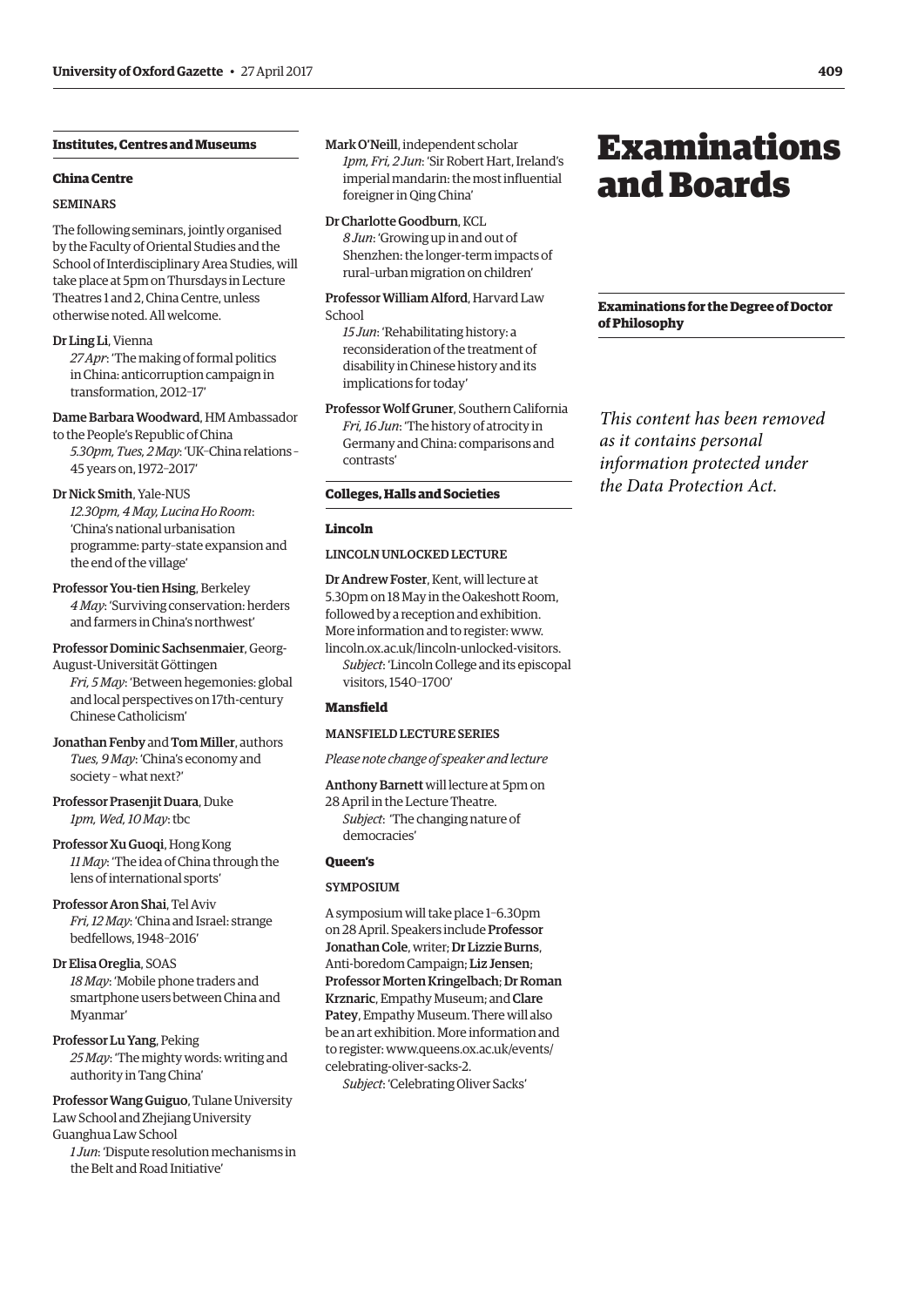### Institutes, Centres and Museums

#### China Centre

SEMINARS

The following seminars, jointly organised by the Faculty of Oriental Studies and the School of Interdisciplinary Area Studies, will take place at 5pm on Thursdays in Lecture Theatres 1 and 2, China Centre, unless otherwise noted. All welcome.

Dr Ling Li, Vienna
*27 Apr*: 'The making of formal politics in China: anticorruption campaign in transformation, 2012–17'

Dame Barbara Woodward, HM Ambassador to the People's Republic of China
*5.30pm, Tues, 2 May*: 'UK–China relations – 45 years on, 1972–2017'

Dr Nick Smith, Yale-NUS
*12.30pm, 4 May, Lucina Ho Room*: 'China's national urbanisation programme: party–state expansion and the end of the village'

Professor You-tien Hsing, Berkeley
*4 May*: 'Surviving conservation: herders and farmers in China's northwest'

Professor Dominic Sachsenmaier, Georg-August-Universität Göttingen
*Fri, 5 May*: 'Between hegemonies: global and local perspectives on 17th-century Chinese Catholicism'

Jonathan Fenby and Tom Miller, authors
*Tues, 9 May*: 'China's economy and society – what next?'

Professor Prasenjit Duara, Duke
*1pm, Wed, 10 May*: tbc

Professor Xu Guoqi, Hong Kong
*11 May*: 'The idea of China through the lens of international sports'

Professor Aron Shai, Tel Aviv
*Fri, 12 May*: 'China and Israel: strange bedfellows, 1948–2016'

Dr Elisa Oreglia, SOAS
*18 May*: 'Mobile phone traders and smartphone users between China and Myanmar'

Professor Lu Yang, Peking
*25 May*: 'The mighty words: writing and authority in Tang China'

Professor Wang Guiguo, Tulane University Law School and Zhejiang University Guanghua Law School
*1 Jun*: 'Dispute resolution mechanisms in the Belt and Road Initiative'

Mark O'Neill, independent scholar
*1pm, Fri, 2 Jun*: 'Sir Robert Hart, Ireland's imperial mandarin: the most influential foreigner in Qing China'

Dr Charlotte Goodburn, KCL
*8 Jun*: 'Growing up in and out of Shenzhen: the longer-term impacts of rural–urban migration on children'

Professor William Alford, Harvard Law School
*15 Jun*: 'Rehabilitating history: a reconsideration of the treatment of disability in Chinese history and its implications for today'

Professor Wolf Gruner, Southern California
*Fri, 16 Jun*: 'The history of atrocity in Germany and China: comparisons and contrasts'

### Colleges, Halls and Societies

#### Lincoln

LINCOLN UNLOCKED LECTURE

Dr Andrew Foster, Kent, will lecture at 5.30pm on 18 May in the Oakeshott Room, followed by a reception and exhibition. More information and to register: www.lincoln.ox.ac.uk/lincoln-unlocked-visitors.
*Subject*: 'Lincoln College and its episcopal visitors, 1540–1700'

#### Mansfield

MANSFIELD LECTURE SERIES

*Please note change of speaker and lecture*

Anthony Barnett will lecture at 5pm on 28 April in the Lecture Theatre.
*Subject*: 'The changing nature of democracies'

#### Queen's

SYMPOSIUM

A symposium will take place 1–6.30pm on 28 April. Speakers include **Professor Jonathan Cole**, writer; **Dr Lizzie Burns**, Anti-boredom Campaign; **Liz Jensen**; **Professor Morten Kringelbach**; **Dr Roman Krznaric**, Empathy Museum; and **Clare Patey**, Empathy Museum. There will also be an art exhibition. More information and to register: www.queens.ox.ac.uk/events/celebrating-oliver-sacks-2.
*Subject*: 'Celebrating Oliver Sacks'

# Examinations and Boards

### Examinations for the Degree of Doctor of Philosophy

*This content has been removed as it contains personal information protected under the Data Protection Act.*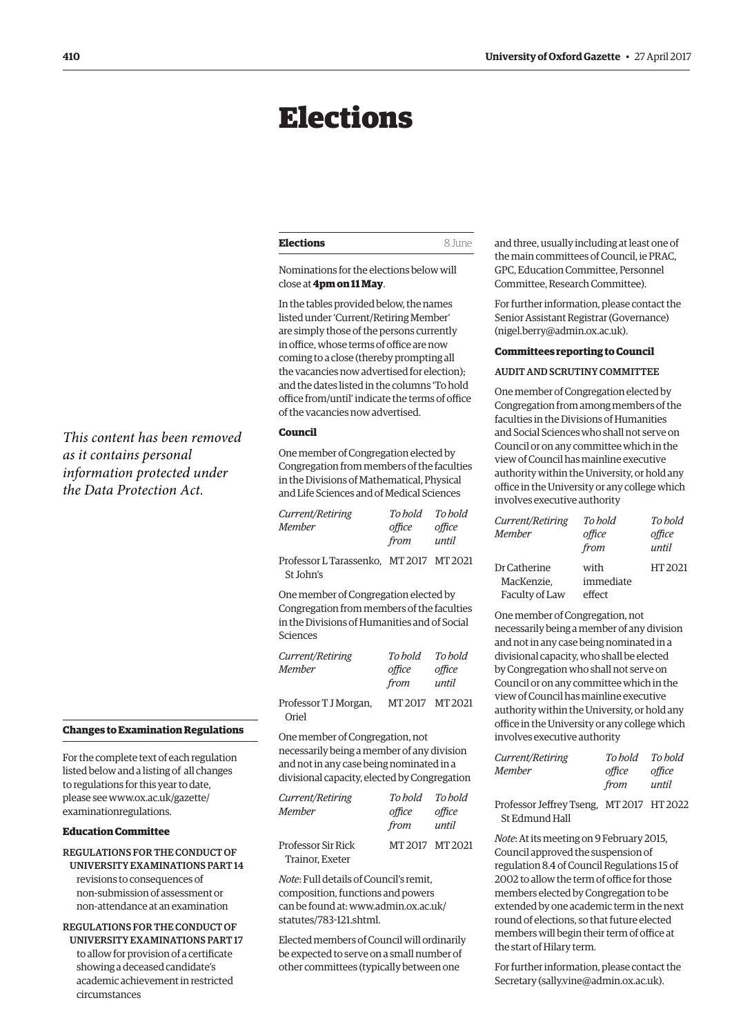# Elections

*This content has been removed as it contains personal information protected under the Data Protection Act.*

**Changes to Examination Regulations**

For the complete text of each regulation listed below and a listing of all changes to regulations for this year to date, please see www.ox.ac.uk/gazette/examinationregulations.

**Education Committee**

REGULATIONS FOR THE CONDUCT OF UNIVERSITY EXAMINATIONS PART 14
revisions to consequences of non-submission of assessment or non-attendance at an examination

REGULATIONS FOR THE CONDUCT OF UNIVERSITY EXAMINATIONS PART 17
to allow for provision of a certificate showing a deceased candidate's academic achievement in restricted circumstances

## Elections — 8 June

Nominations for the elections below will close at **4pm on 11 May**.

In the tables provided below, the names listed under 'Current/Retiring Member' are simply those of the persons currently in office, whose terms of office are now coming to a close (thereby prompting all the vacancies now advertised for election); and the dates listed in the columns 'To hold office from/until' indicate the terms of office of the vacancies now advertised.

### Council

One member of Congregation elected by Congregation from members of the faculties in the Divisions of Mathematical, Physical and Life Sciences and of Medical Sciences

| *Current/Retiring Member* | *To hold office from* | *To hold office until* |
|---|---|---|
| Professor L Tarassenko, St John's | MT 2017 | MT 2021 |

One member of Congregation elected by Congregation from members of the faculties in the Divisions of Humanities and of Social Sciences

| *Current/Retiring Member* | *To hold office from* | *To hold office until* |
|---|---|---|
| Professor T J Morgan, Oriel | MT 2017 | MT 2021 |

One member of Congregation, not necessarily being a member of any division and not in any case being nominated in a divisional capacity, elected by Congregation

| *Current/Retiring Member* | *To hold office from* | *To hold office until* |
|---|---|---|
| Professor Sir Rick Trainor, Exeter | MT 2017 | MT 2021 |

*Note*: Full details of Council's remit, composition, functions and powers can be found at: www.admin.ox.ac.uk/statutes/783-121.shtml.

Elected members of Council will ordinarily be expected to serve on a small number of other committees (typically between one and three, usually including at least one of the main committees of Council, ie PRAC, GPC, Education Committee, Personnel Committee, Research Committee).

For further information, please contact the Senior Assistant Registrar (Governance) (nigel.berry@admin.ox.ac.uk).

### Committees reporting to Council

AUDIT AND SCRUTINY COMMITTEE

One member of Congregation elected by Congregation from among members of the faculties in the Divisions of Humanities and Social Sciences who shall not serve on Council or on any committee which in the view of Council has mainline executive authority within the University, or hold any office in the University or any college which involves executive authority

| *Current/Retiring Member* | *To hold office from* | *To hold office until* |
|---|---|---|
| Dr Catherine MacKenzie, Faculty of Law | with immediate effect | HT 2021 |

One member of Congregation, not necessarily being a member of any division and not in any case being nominated in a divisional capacity, who shall be elected by Congregation who shall not serve on Council or on any committee which in the view of Council has mainline executive authority within the University, or hold any office in the University or any college which involves executive authority

| *Current/Retiring Member* | *To hold office from* | *To hold office until* |
|---|---|---|
| Professor Jeffrey Tseng, St Edmund Hall | MT 2017 | HT 2022 |

*Note*: At its meeting on 9 February 2015, Council approved the suspension of regulation 8.4 of Council Regulations 15 of 2002 to allow the term of office for those members elected by Congregation to be extended by one academic term in the next round of elections, so that future elected members will begin their term of office at the start of Hilary term.

For further information, please contact the Secretary (sally.vine@admin.ox.ac.uk).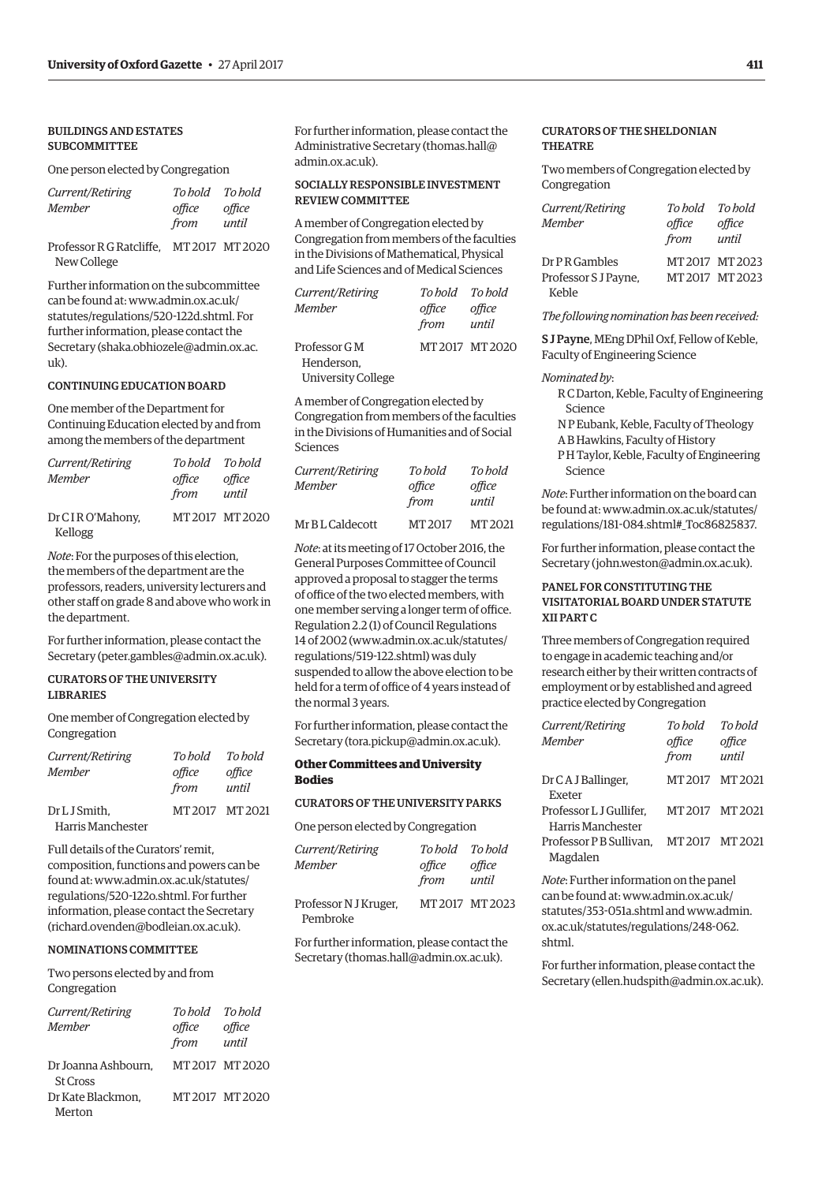#### BUILDINGS AND ESTATES SUBCOMMITTEE

One person elected by Congregation

| *Current/Retiring Member* | *To hold office from* | *To hold office until* |
|---|---|---|
| Professor R G Ratcliffe, New College | MT 2017 | MT 2020 |

Further information on the subcommittee can be found at: www.admin.ox.ac.uk/statutes/regulations/520-122d.shtml. For further information, please contact the Secretary (shaka.obhiozele@admin.ox.ac.uk).

#### CONTINUING EDUCATION BOARD

One member of the Department for Continuing Education elected by and from among the members of the department

| *Current/Retiring Member* | *To hold office from* | *To hold office until* |
|---|---|---|
| Dr C I R O'Mahony, Kellogg | MT 2017 | MT 2020 |

*Note*: For the purposes of this election, the members of the department are the professors, readers, university lecturers and other staff on grade 8 and above who work in the department.

For further information, please contact the Secretary (peter.gambles@admin.ox.ac.uk).

#### CURATORS OF THE UNIVERSITY LIBRARIES

One member of Congregation elected by Congregation

| *Current/Retiring Member* | *To hold office from* | *To hold office until* |
|---|---|---|
| Dr L J Smith, Harris Manchester | MT 2017 | MT 2021 |

Full details of the Curators' remit, composition, functions and powers can be found at: www.admin.ox.ac.uk/statutes/regulations/520-122o.shtml. For further information, please contact the Secretary (richard.ovenden@bodleian.ox.ac.uk).

#### NOMINATIONS COMMITTEE

Two persons elected by and from Congregation

| *Current/Retiring Member* | *To hold office from* | *To hold office until* |
|---|---|---|
| Dr Joanna Ashbourn, St Cross | MT 2017 | MT 2020 |
| Dr Kate Blackmon, Merton | MT 2017 | MT 2020 |

For further information, please contact the Administrative Secretary (thomas.hall@admin.ox.ac.uk).

#### SOCIALLY RESPONSIBLE INVESTMENT REVIEW COMMITTEE

A member of Congregation elected by Congregation from members of the faculties in the Divisions of Mathematical, Physical and Life Sciences and of Medical Sciences

| *Current/Retiring Member* | *To hold office from* | *To hold office until* |
|---|---|---|
| Professor G M Henderson, University College | MT 2017 | MT 2020 |

A member of Congregation elected by Congregation from members of the faculties in the Divisions of Humanities and of Social Sciences

| *Current/Retiring Member* | *To hold office from* | *To hold office until* |
|---|---|---|
| Mr B L Caldecott | MT 2017 | MT 2021 |

*Note*: at its meeting of 17 October 2016, the General Purposes Committee of Council approved a proposal to stagger the terms of office of the two elected members, with one member serving a longer term of office. Regulation 2.2 (1) of Council Regulations 14 of 2002 (www.admin.ox.ac.uk/statutes/regulations/519-122.shtml) was duly suspended to allow the above election to be held for a term of office of 4 years instead of the normal 3 years.

For further information, please contact the Secretary (tora.pickup@admin.ox.ac.uk).

### Other Committees and University Bodies

#### CURATORS OF THE UNIVERSITY PARKS

One person elected by Congregation

| *Current/Retiring Member* | *To hold office from* | *To hold office until* |
|---|---|---|
| Professor N J Kruger, Pembroke | MT 2017 | MT 2023 |

For further information, please contact the Secretary (thomas.hall@admin.ox.ac.uk).

#### CURATORS OF THE SHELDONIAN THEATRE

Two members of Congregation elected by Congregation

| *Current/Retiring Member* | *To hold office from* | *To hold office until* |
|---|---|---|
| Dr P R Gambles | MT 2017 | MT 2023 |
| Professor S J Payne, Keble | MT 2017 | MT 2023 |

*The following nomination has been received:*

**S J Payne**, MEng DPhil Oxf, Fellow of Keble, Faculty of Engineering Science

*Nominated by*:

R C Darton, Keble, Faculty of Engineering Science
N P Eubank, Keble, Faculty of Theology
A B Hawkins, Faculty of History
P H Taylor, Keble, Faculty of Engineering Science

*Note*: Further information on the board can be found at: www.admin.ox.ac.uk/statutes/regulations/181-084.shtml#_Toc86825837.

For further information, please contact the Secretary (john.weston@admin.ox.ac.uk).

#### PANEL FOR CONSTITUTING THE VISITATORIAL BOARD UNDER STATUTE XII PART C

Three members of Congregation required to engage in academic teaching and/or research either by their written contracts of employment or by established and agreed practice elected by Congregation

| *Current/Retiring Member* | *To hold office from* | *To hold office until* |
|---|---|---|
| Dr C A J Ballinger, Exeter | MT 2017 | MT 2021 |
| Professor L J Gullifer, Harris Manchester | MT 2017 | MT 2021 |
| Professor P B Sullivan, Magdalen | MT 2017 | MT 2021 |

*Note*: Further information on the panel can be found at: www.admin.ox.ac.uk/statutes/353-051a.shtml and www.admin.ox.ac.uk/statutes/regulations/248-062.shtml.

For further information, please contact the Secretary (ellen.hudspith@admin.ox.ac.uk).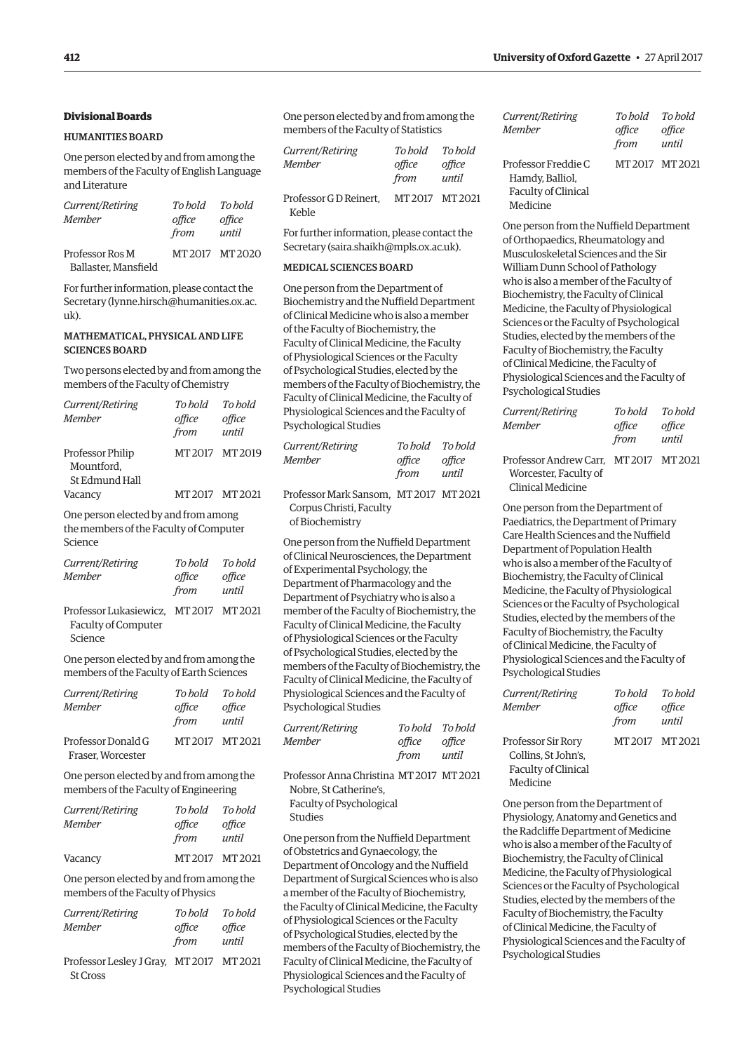### Divisional Boards

#### HUMANITIES BOARD

One person elected by and from among the members of the Faculty of English Language and Literature

| *Current/Retiring Member* | *To hold office from* | *To hold office until* |
|---|---|---|
| Professor Ros M Ballaster, Mansfield | MT 2017 | MT 2020 |

For further information, please contact the Secretary (lynne.hirsch@humanities.ox.ac.uk).

#### MATHEMATICAL, PHYSICAL AND LIFE SCIENCES BOARD

Two persons elected by and from among the members of the Faculty of Chemistry

| *Current/Retiring Member* | *To hold office from* | *To hold office until* |
|---|---|---|
| Professor Philip Mountford, St Edmund Hall | MT 2017 | MT 2019 |
| Vacancy | MT 2017 | MT 2021 |

One person elected by and from among the members of the Faculty of Computer Science

| *Current/Retiring Member* | *To hold office from* | *To hold office until* |
|---|---|---|
| Professor Lukasiewicz, Faculty of Computer Science | MT 2017 | MT 2021 |

One person elected by and from among the members of the Faculty of Earth Sciences

| *Current/Retiring Member* | *To hold office from* | *To hold office until* |
|---|---|---|
| Professor Donald G Fraser, Worcester | MT 2017 | MT 2021 |

One person elected by and from among the members of the Faculty of Engineering

| *Current/Retiring Member* | *To hold office from* | *To hold office until* |
|---|---|---|
| Vacancy | MT 2017 | MT 2021 |

One person elected by and from among the members of the Faculty of Physics

| *Current/Retiring Member* | *To hold office from* | *To hold office until* |
|---|---|---|
| Professor Lesley J Gray, St Cross | MT 2017 | MT 2021 |

One person elected by and from among the members of the Faculty of Statistics

| *Current/Retiring Member* | *To hold office from* | *To hold office until* |
|---|---|---|
| Professor G D Reinert, Keble | MT 2017 | MT 2021 |

For further information, please contact the Secretary (saira.shaikh@mpls.ox.ac.uk).

#### MEDICAL SCIENCES BOARD

One person from the Department of Biochemistry and the Nuffield Department of Clinical Medicine who is also a member of the Faculty of Biochemistry, the Faculty of Clinical Medicine, the Faculty of Physiological Sciences or the Faculty of Psychological Studies, elected by the members of the Faculty of Biochemistry, the Faculty of Clinical Medicine, the Faculty of Physiological Sciences and the Faculty of Psychological Studies

| *Current/Retiring Member* | *To hold office from* | *To hold office until* |
|---|---|---|
| Professor Mark Sansom, Corpus Christi, Faculty of Biochemistry | MT 2017 | MT 2021 |

One person from the Nuffield Department of Clinical Neurosciences, the Department of Experimental Psychology, the Department of Pharmacology and the Department of Psychiatry who is also a member of the Faculty of Biochemistry, the Faculty of Clinical Medicine, the Faculty of Physiological Sciences or the Faculty of Psychological Studies, elected by the members of the Faculty of Biochemistry, the Faculty of Clinical Medicine, the Faculty of Physiological Sciences and the Faculty of Psychological Studies

| *Current/Retiring Member* | *To hold office from* | *To hold office until* |
|---|---|---|
| Professor Anna Christina Nobre, St Catherine's, Faculty of Psychological Studies | MT 2017 | MT 2021 |

One person from the Nuffield Department of Obstetrics and Gynaecology, the Department of Oncology and the Nuffield Department of Surgical Sciences who is also a member of the Faculty of Biochemistry, the Faculty of Clinical Medicine, the Faculty of Physiological Sciences or the Faculty of Psychological Studies, elected by the members of the Faculty of Biochemistry, the Faculty of Clinical Medicine, the Faculty of Physiological Sciences and the Faculty of Psychological Studies

| *Current/Retiring Member* | *To hold office from* | *To hold office until* |
|---|---|---|
| Professor Freddie C Hamdy, Balliol, Faculty of Clinical Medicine | MT 2017 | MT 2021 |

One person from the Nuffield Department of Orthopaedics, Rheumatology and Musculoskeletal Sciences and the Sir William Dunn School of Pathology who is also a member of the Faculty of Biochemistry, the Faculty of Clinical Medicine, the Faculty of Physiological Sciences or the Faculty of Psychological Studies, elected by the members of the Faculty of Biochemistry, the Faculty of Clinical Medicine, the Faculty of Physiological Sciences and the Faculty of Psychological Studies

| *Current/Retiring Member* | *To hold office from* | *To hold office until* |
|---|---|---|
| Professor Andrew Carr, Worcester, Faculty of Clinical Medicine | MT 2017 | MT 2021 |

One person from the Department of Paediatrics, the Department of Primary Care Health Sciences and the Nuffield Department of Population Health who is also a member of the Faculty of Biochemistry, the Faculty of Clinical Medicine, the Faculty of Physiological Sciences or the Faculty of Psychological Studies, elected by the members of the Faculty of Biochemistry, the Faculty of Clinical Medicine, the Faculty of Physiological Sciences and the Faculty of Psychological Studies

| *Current/Retiring Member* | *To hold office from* | *To hold office until* |
|---|---|---|
| Professor Sir Rory Collins, St John's, Faculty of Clinical Medicine | MT 2017 | MT 2021 |

One person from the Department of Physiology, Anatomy and Genetics and the Radcliffe Department of Medicine who is also a member of the Faculty of Biochemistry, the Faculty of Clinical Medicine, the Faculty of Physiological Sciences or the Faculty of Psychological Studies, elected by the members of the Faculty of Biochemistry, the Faculty of Clinical Medicine, the Faculty of Physiological Sciences and the Faculty of Psychological Studies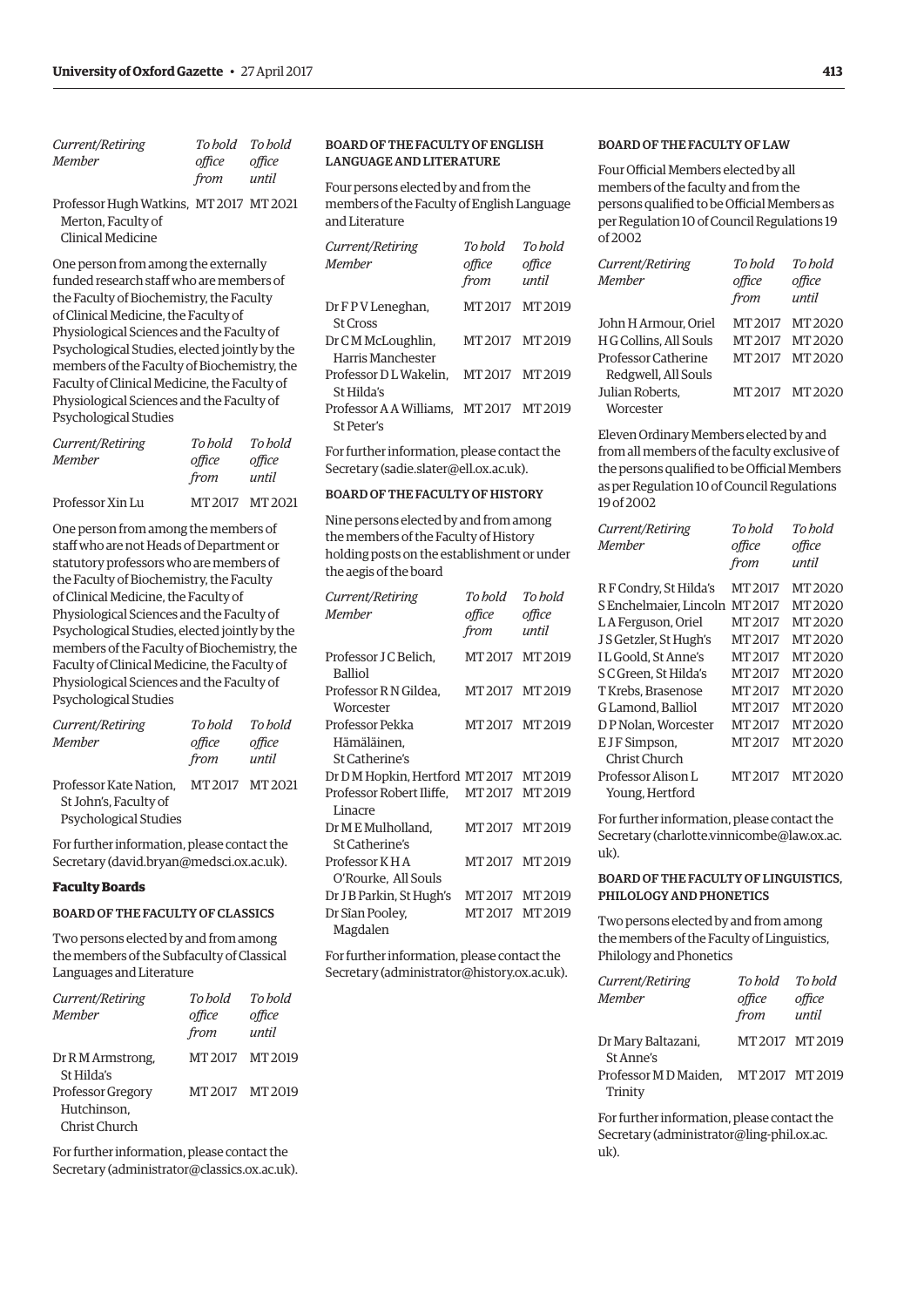| Current/Retiring Member | To hold office from | To hold office until |
|---|---|---|
| Professor Hugh Watkins, Merton, Faculty of Clinical Medicine | MT 2017 | MT 2021 |

One person from among the externally funded research staff who are members of the Faculty of Biochemistry, the Faculty of Clinical Medicine, the Faculty of Physiological Sciences and the Faculty of Psychological Studies, elected jointly by the members of the Faculty of Biochemistry, the Faculty of Clinical Medicine, the Faculty of Physiological Sciences and the Faculty of Psychological Studies

| Current/Retiring Member | To hold office from | To hold office until |
|---|---|---|
| Professor Xin Lu | MT 2017 | MT 2021 |

One person from among the members of staff who are not Heads of Department or statutory professors who are members of the Faculty of Biochemistry, the Faculty of Clinical Medicine, the Faculty of Physiological Sciences and the Faculty of Psychological Studies, elected jointly by the members of the Faculty of Biochemistry, the Faculty of Clinical Medicine, the Faculty of Physiological Sciences and the Faculty of Psychological Studies

| Current/Retiring Member | To hold office from | To hold office until |
|---|---|---|
| Professor Kate Nation, St John's, Faculty of Psychological Studies | MT 2017 | MT 2021 |

For further information, please contact the Secretary (david.bryan@medsci.ox.ac.uk).

## Faculty Boards

### BOARD OF THE FACULTY OF CLASSICS

Two persons elected by and from among the members of the Subfaculty of Classical Languages and Literature

| Current/Retiring Member | To hold office from | To hold office until |
|---|---|---|
| Dr R M Armstrong, St Hilda's | MT 2017 | MT 2019 |
| Professor Gregory Hutchinson, Christ Church | MT 2017 | MT 2019 |

For further information, please contact the Secretary (administrator@classics.ox.ac.uk).

### BOARD OF THE FACULTY OF ENGLISH LANGUAGE AND LITERATURE

Four persons elected by and from the members of the Faculty of English Language and Literature

| Current/Retiring Member | To hold office from | To hold office until |
|---|---|---|
| Dr F P V Leneghan, St Cross | MT 2017 | MT 2019 |
| Dr C M McLoughlin, Harris Manchester | MT 2017 | MT 2019 |
| Professor D L Wakelin, St Hilda's | MT 2017 | MT 2019 |
| Professor A A Williams, St Peter's | MT 2017 | MT 2019 |

For further information, please contact the Secretary (sadie.slater@ell.ox.ac.uk).

### BOARD OF THE FACULTY OF HISTORY

Nine persons elected by and from among the members of the Faculty of History holding posts on the establishment or under the aegis of the board

| Current/Retiring Member | To hold office from | To hold office until |
|---|---|---|
| Professor J C Belich, Balliol | MT 2017 | MT 2019 |
| Professor R N Gildea, Worcester | MT 2017 | MT 2019 |
| Professor Pekka Hämäläinen, St Catherine's | MT 2017 | MT 2019 |
| Dr D M Hopkin, Hertford | MT 2017 | MT 2019 |
| Professor Robert Iliffe, Linacre | MT 2017 | MT 2019 |
| Dr M E Mulholland, St Catherine's | MT 2017 | MT 2019 |
| Professor K H A O'Rourke, All Souls | MT 2017 | MT 2019 |
| Dr J B Parkin, St Hugh's | MT 2017 | MT 2019 |
| Dr Sîan Pooley, Magdalen | MT 2017 | MT 2019 |

For further information, please contact the Secretary (administrator@history.ox.ac.uk).

### BOARD OF THE FACULTY OF LAW

Four Official Members elected by all members of the faculty and from the persons qualified to be Official Members as per Regulation 10 of Council Regulations 19 of 2002

| Current/Retiring Member | To hold office from | To hold office until |
|---|---|---|
| John H Armour, Oriel | MT 2017 | MT 2020 |
| H G Collins, All Souls | MT 2017 | MT 2020 |
| Professor Catherine Redgwell, All Souls | MT 2017 | MT 2020 |
| Julian Roberts, Worcester | MT 2017 | MT 2020 |

Eleven Ordinary Members elected by and from all members of the faculty exclusive of the persons qualified to be Official Members as per Regulation 10 of Council Regulations 19 of 2002

| Current/Retiring Member | To hold office from | To hold office until |
|---|---|---|
| R F Condry, St Hilda's | MT 2017 | MT 2020 |
| S Enchelmaier, Lincoln | MT 2017 | MT 2020 |
| L A Ferguson, Oriel | MT 2017 | MT 2020 |
| J S Getzler, St Hugh's | MT 2017 | MT 2020 |
| I L Goold, St Anne's | MT 2017 | MT 2020 |
| S C Green, St Hilda's | MT 2017 | MT 2020 |
| T Krebs, Brasenose | MT 2017 | MT 2020 |
| G Lamond, Balliol | MT 2017 | MT 2020 |
| D P Nolan, Worcester | MT 2017 | MT 2020 |
| E J F Simpson, Christ Church | MT 2017 | MT 2020 |
| Professor Alison L Young, Hertford | MT 2017 | MT 2020 |

For further information, please contact the Secretary (charlotte.vinnicombe@law.ox.ac.uk).

### BOARD OF THE FACULTY OF LINGUISTICS, PHILOLOGY AND PHONETICS

Two persons elected by and from among the members of the Faculty of Linguistics, Philology and Phonetics

| Current/Retiring Member | To hold office from | To hold office until |
|---|---|---|
| Dr Mary Baltazani, St Anne's | MT 2017 | MT 2019 |
| Professor M D Maiden, Trinity | MT 2017 | MT 2019 |

For further information, please contact the Secretary (administrator@ling-phil.ox.ac.uk).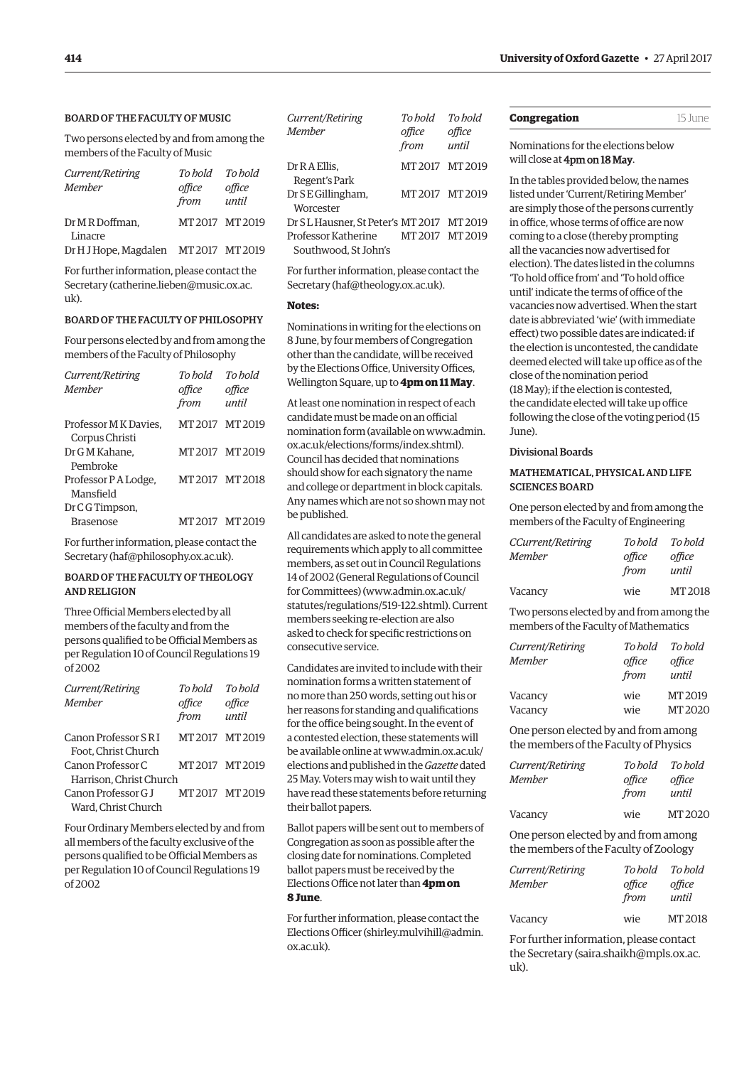### BOARD OF THE FACULTY OF MUSIC

Two persons elected by and from among the members of the Faculty of Music

| *Current/Retiring Member* | *To hold office from* | *To hold office until* |
|---|---|---|
| Dr M R Doffman, Linacre | MT 2017 | MT 2019 |
| Dr H J Hope, Magdalen | MT 2017 | MT 2019 |

For further information, please contact the Secretary (catherine.lieben@music.ox.ac.uk).

### BOARD OF THE FACULTY OF PHILOSOPHY

Four persons elected by and from among the members of the Faculty of Philosophy

| *Current/Retiring Member* | *To hold office from* | *To hold office until* |
|---|---|---|
| Professor M K Davies, Corpus Christi | MT 2017 | MT 2019 |
| Dr G M Kahane, Pembroke | MT 2017 | MT 2019 |
| Professor P A Lodge, Mansfield | MT 2017 | MT 2018 |
| Dr C G Timpson, Brasenose | MT 2017 | MT 2019 |

For further information, please contact the Secretary (haf@philosophy.ox.ac.uk).

### BOARD OF THE FACULTY OF THEOLOGY AND RELIGION

Three Official Members elected by all members of the faculty and from the persons qualified to be Official Members as per Regulation 10 of Council Regulations 19 of 2002

| *Current/Retiring Member* | *To hold office from* | *To hold office until* |
|---|---|---|
| Canon Professor S R I Foot, Christ Church | MT 2017 | MT 2019 |
| Canon Professor C Harrison, Christ Church | MT 2017 | MT 2019 |
| Canon Professor G J Ward, Christ Church | MT 2017 | MT 2019 |

Four Ordinary Members elected by and from all members of the faculty exclusive of the persons qualified to be Official Members as per Regulation 10 of Council Regulations 19 of 2002

| *Current/Retiring Member* | *To hold office from* | *To hold office until* |
|---|---|---|
| Dr R A Ellis, Regent's Park | MT 2017 | MT 2019 |
| Dr S E Gillingham, Worcester | MT 2017 | MT 2019 |
| Dr S L Hausner, St Peter's | MT 2017 | MT 2019 |
| Professor Katherine Southwood, St John's | MT 2017 | MT 2019 |

For further information, please contact the Secretary (haf@theology.ox.ac.uk).

**Notes:**

Nominations in writing for the elections on 8 June, by four members of Congregation other than the candidate, will be received by the Elections Office, University Offices, Wellington Square, up to **4pm on 11 May**.

At least one nomination in respect of each candidate must be made on an official nomination form (available on www.admin.ox.ac.uk/elections/forms/index.shtml). Council has decided that nominations should show for each signatory the name and college or department in block capitals. Any names which are not so shown may not be published.

All candidates are asked to note the general requirements which apply to all committee members, as set out in Council Regulations 14 of 2002 (General Regulations of Council for Committees) (www.admin.ox.ac.uk/statutes/regulations/519-122.shtml). Current members seeking re-election are also asked to check for specific restrictions on consecutive service.

Candidates are invited to include with their nomination forms a written statement of no more than 250 words, setting out his or her reasons for standing and qualifications for the office being sought. In the event of a contested election, these statements will be available online at www.admin.ox.ac.uk/elections and published in the *Gazette* dated 25 May. Voters may wish to wait until they have read these statements before returning their ballot papers.

Ballot papers will be sent out to members of Congregation as soon as possible after the closing date for nominations. Completed ballot papers must be received by the Elections Office not later than **4pm on 8 June**.

For further information, please contact the Elections Officer (shirley.mulvihill@admin.ox.ac.uk).

## Congregation 15 June

Nominations for the elections below will close at 4pm on 18 May.

In the tables provided below, the names listed under 'Current/Retiring Member' are simply those of the persons currently in office, whose terms of office are now coming to a close (thereby prompting all the vacancies now advertised for election). The dates listed in the columns 'To hold office from' and 'To hold office until' indicate the terms of office of the vacancies now advertised. When the start date is abbreviated 'wie' (with immediate effect) two possible dates are indicated: if the election is uncontested, the candidate deemed elected will take up office as of the close of the nomination period (18 May); if the election is contested, the candidate elected will take up office following the close of the voting period (15 June).

### Divisional Boards

### MATHEMATICAL, PHYSICAL AND LIFE SCIENCES BOARD

One person elected by and from among the members of the Faculty of Engineering

| *CCurrent/Retiring Member* | *To hold office from* | *To hold office until* |
|---|---|---|
| Vacancy | wie | MT 2018 |

Two persons elected by and from among the members of the Faculty of Mathematics

| *Current/Retiring Member* | *To hold office from* | *To hold office until* |
|---|---|---|
| Vacancy | wie | MT 2019 |
| Vacancy | wie | MT 2020 |

One person elected by and from among the members of the Faculty of Physics

| *Current/Retiring Member* | *To hold office from* | *To hold office until* |
|---|---|---|
| Vacancy | wie | MT 2020 |

One person elected by and from among the members of the Faculty of Zoology

| *Current/Retiring Member* | *To hold office from* | *To hold office until* |
|---|---|---|
| Vacancy | wie | MT 2018 |

For further information, please contact the Secretary (saira.shaikh@mpls.ox.ac.uk).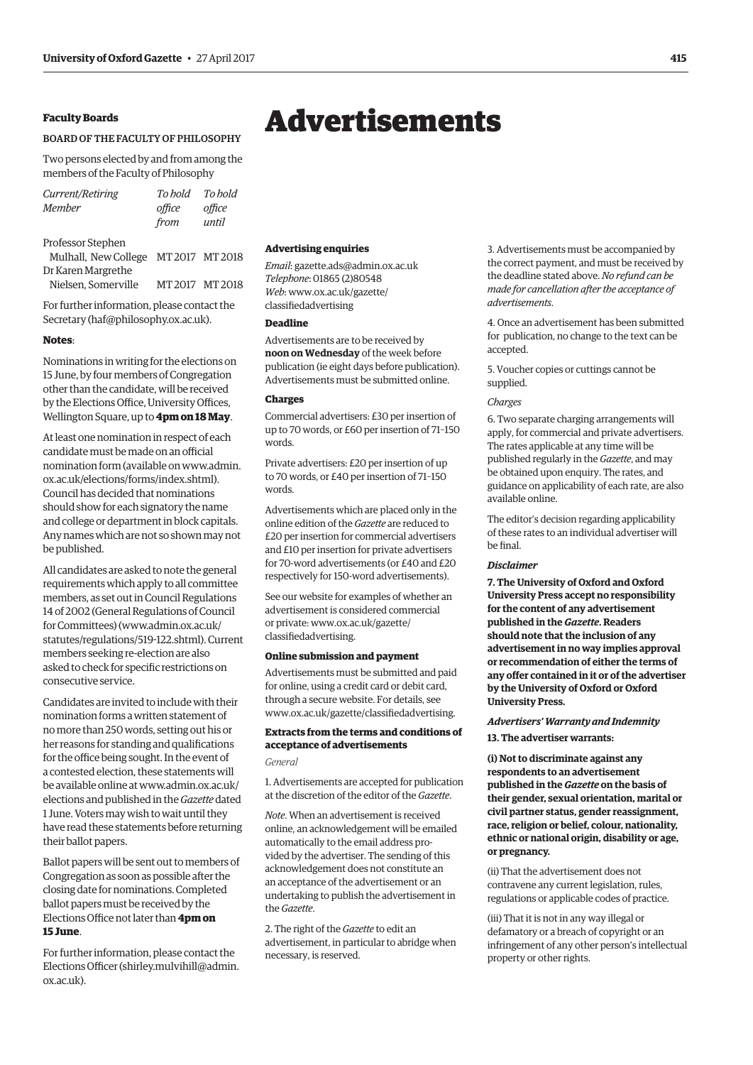### Faculty Boards

BOARD OF THE FACULTY OF PHILOSOPHY

Two persons elected by and from among the members of the Faculty of Philosophy

| *Current/Retiring Member* | *To hold office from* | *To hold office until* |
|---|---|---|
| Professor Stephen Mulhall, New College | MT 2017 | MT 2018 |
| Dr Karen Margrethe Nielsen, Somerville | MT 2017 | MT 2018 |

For further information, please contact the Secretary (haf@philosophy.ox.ac.uk).

**Notes**:

Nominations in writing for the elections on 15 June, by four members of Congregation other than the candidate, will be received by the Elections Office, University Offices, Wellington Square, up to **4pm on 18 May**.

At least one nomination in respect of each candidate must be made on an official nomination form (available on www.admin.ox.ac.uk/elections/forms/index.shtml). Council has decided that nominations should show for each signatory the name and college or department in block capitals. Any names which are not so shown may not be published.

All candidates are asked to note the general requirements which apply to all committee members, as set out in Council Regulations 14 of 2002 (General Regulations of Council for Committees) (www.admin.ox.ac.uk/statutes/regulations/519-122.shtml). Current members seeking re-election are also asked to check for specific restrictions on consecutive service.

Candidates are invited to include with their nomination forms a written statement of no more than 250 words, setting out his or her reasons for standing and qualifications for the office being sought. In the event of a contested election, these statements will be available online at www.admin.ox.ac.uk/elections and published in the *Gazette* dated 1 June. Voters may wish to wait until they have read these statements before returning their ballot papers.

Ballot papers will be sent out to members of Congregation as soon as possible after the closing date for nominations. Completed ballot papers must be received by the Elections Office not later than **4pm on 15 June**.

For further information, please contact the Elections Officer (shirley.mulvihill@admin.ox.ac.uk).

# Advertisements

### Advertising enquiries

*Email*: gazette.ads@admin.ox.ac.uk
*Telephone*: 01865 (2)80548
*Web*: www.ox.ac.uk/gazette/classifiedadvertising

### Deadline

Advertisements are to be received by **noon on Wednesday** of the week before publication (ie eight days before publication). Advertisements must be submitted online.

### Charges

Commercial advertisers: £30 per insertion of up to 70 words, or £60 per insertion of 71–150 words.

Private advertisers: £20 per insertion of up to 70 words, or £40 per insertion of 71–150 words.

Advertisements which are placed only in the online edition of the *Gazette* are reduced to £20 per insertion for commercial advertisers and £10 per insertion for private advertisers for 70-word advertisements (or £40 and £20 respectively for 150-word advertisements).

See our website for examples of whether an advertisement is considered commercial or private: www.ox.ac.uk/gazette/classifiedadvertising.

### Online submission and payment

Advertisements must be submitted and paid for online, using a credit card or debit card, through a secure website. For details, see www.ox.ac.uk/gazette/classifiedadvertising.

### Extracts from the terms and conditions of acceptance of advertisements

*General*

1. Advertisements are accepted for publication at the discretion of the editor of the *Gazette*.

*Note*. When an advertisement is received online, an acknowledgement will be emailed automatically to the email address provided by the advertiser. The sending of this acknowledgement does not constitute an an acceptance of the advertisement or an undertaking to publish the advertisement in the *Gazette*.

2. The right of the *Gazette* to edit an advertisement, in particular to abridge when necessary, is reserved.

3. Advertisements must be accompanied by the correct payment, and must be received by the deadline stated above. *No refund can be made for cancellation after the acceptance of advertisements*.

4. Once an advertisement has been submitted for publication, no change to the text can be accepted.

5. Voucher copies or cuttings cannot be supplied.

*Charges*

6. Two separate charging arrangements will apply, for commercial and private advertisers. The rates applicable at any time will be published regularly in the *Gazette*, and may be obtained upon enquiry. The rates, and guidance on applicability of each rate, are also available online.

The editor's decision regarding applicability of these rates to an individual advertiser will be final.

***Disclaimer***

**7. The University of Oxford and Oxford University Press accept no responsibility for the content of any advertisement published in the *Gazette*. Readers should note that the inclusion of any advertisement in no way implies approval or recommendation of either the terms of any offer contained in it or of the advertiser by the University of Oxford or Oxford University Press.**

***Advertisers' Warranty and Indemnity***

**13. The advertiser warrants:**

**(i) Not to discriminate against any respondents to an advertisement published in the *Gazette* on the basis of their gender, sexual orientation, marital or civil partner status, gender reassignment, race, religion or belief, colour, nationality, ethnic or national origin, disability or age, or pregnancy.**

(ii) That the advertisement does not contravene any current legislation, rules, regulations or applicable codes of practice.

(iii) That it is not in any way illegal or defamatory or a breach of copyright or an infringement of any other person's intellectual property or other rights.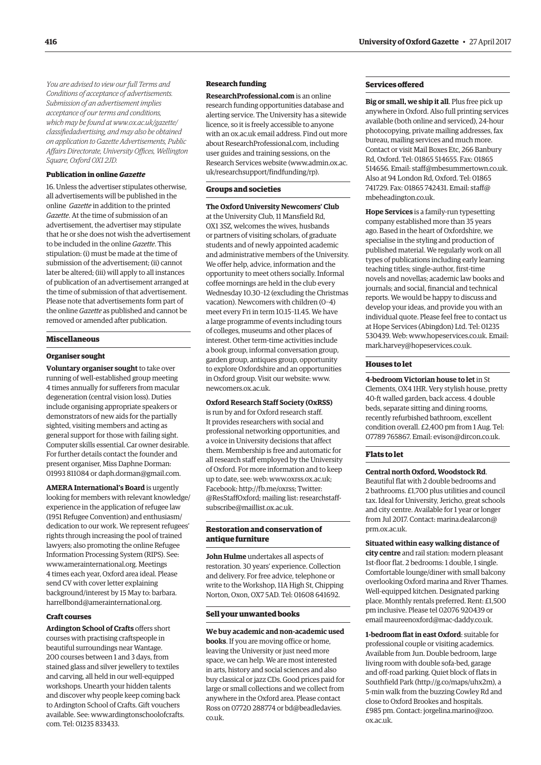*You are advised to view our full Terms and Conditions of acceptance of advertisements. Submission of an advertisement implies acceptance of our terms and conditions, which may be found at www.ox.ac.uk/gazette/classifiedadvertising, and may also be obtained on application to Gazette Advertisements, Public Affairs Directorate, University Offices, Wellington Square, Oxford OX1 2JD.*

### Publication in online *Gazette*

16. Unless the advertiser stipulates otherwise, all advertisements will be published in the online *Gazette* in addition to the printed *Gazette*. At the time of submission of an advertisement, the advertiser may stipulate that he or she does not wish the advertisement to be included in the online *Gazette*. This stipulation: (i) must be made at the time of submission of the advertisement; (ii) cannot later be altered; (iii) will apply to all instances of publication of an advertisement arranged at the time of submission of that advertisement. Please note that advertisements form part of the online *Gazette* as published and cannot be removed or amended after publication.

## Miscellaneous

### Organiser sought

**Voluntary organiser sought** to take over running of well-established group meeting 4 times annually for sufferers from macular degeneration (central vision loss). Duties include organising appropriate speakers or demonstrators of new aids for the partially sighted, visiting members and acting as general support for those with failing sight. Computer skills essential. Car owner desirable. For further details contact the founder and present organiser, Miss Daphne Dorman: 01993 811084 or daph.dorman@gmail.com.

**AMERA International's Board** is urgently looking for members with relevant knowledge/experience in the application of refugee law (1951 Refugee Convention) and enthusiasm/dedication to our work. We represent refugees' rights through increasing the pool of trained lawyers; also promoting the online Refugee Information Processing System (RIPS). See: www.amerainternational.org. Meetings 4 times each year, Oxford area ideal. Please send CV with cover letter explaining background/interest by 15 May to: barbara.harrellbond@amerainternational.org.

### Craft courses

**Ardington School of Crafts** offers short courses with practising craftspeople in beautiful surroundings near Wantage. 200 courses between 1 and 3 days, from stained glass and silver jewellery to textiles and carving, all held in our well-equipped workshops. Unearth your hidden talents and discover why people keep coming back to Ardington School of Crafts. Gift vouchers available. See: www.ardingtonschoolofcrafts.com. Tel: 01235 833433.

### Research funding

**ResearchProfessional.com** is an online research funding opportunities database and alerting service. The University has a sitewide licence, so it is freely accessible to anyone with an ox.ac.uk email address. Find out more about ResearchProfessional.com, including user guides and training sessions, on the Research Services website (www.admin.ox.ac.uk/researchsupport/findfunding/rp).

### Groups and societies

**The Oxford University Newcomers' Club** at the University Club, 11 Mansfield Rd, OX1 3SZ, welcomes the wives, husbands or partners of visiting scholars, of graduate students and of newly appointed academic and administrative members of the University. We offer help, advice, information and the opportunity to meet others socially. Informal coffee mornings are held in the club every Wednesday 10.30–12 (excluding the Christmas vacation). Newcomers with children (0–4) meet every Fri in term 10.15–11.45. We have a large programme of events including tours of colleges, museums and other places of interest. Other term-time activities include a book group, informal conversation group, garden group, antiques group, opportunity to explore Oxfordshire and an opportunities in Oxford group. Visit our website: www.newcomers.ox.ac.uk.

**Oxford Research Staff Society (OxRSS)** is run by and for Oxford research staff. It provides researchers with social and professional networking opportunities, and a voice in University decisions that affect them. Membership is free and automatic for all research staff employed by the University of Oxford. For more information and to keep up to date, see: web: www.oxrss.ox.ac.uk; Facebook: http://fb.me/oxrss; Twitter: @ResStaffOxford; mailing list: researchstaff-subscribe@maillist.ox.ac.uk.

### Restoration and conservation of antique furniture

**John Hulme** undertakes all aspects of restoration. 30 years' experience. Collection and delivery. For free advice, telephone or write to the Workshop, 11A High St, Chipping Norton, Oxon, OX7 5AD. Tel: 01608 641692.

### Sell your unwanted books

**We buy academic and non-academic used books**. If you are moving office or home, leaving the University or just need more space, we can help. We are most interested in arts, history and social sciences and also buy classical or jazz CDs. Good prices paid for large or small collections and we collect from anywhere in the Oxford area. Please contact Ross on 07720 288774 or bd@beadledavies.co.uk.

### Services offered

**Big or small, we ship it all**. Plus free pick up anywhere in Oxford. Also full printing services available (both online and serviced), 24-hour photocopying, private mailing addresses, fax bureau, mailing services and much more. Contact or visit Mail Boxes Etc, 266 Banbury Rd, Oxford. Tel: 01865 514655. Fax: 01865 514656. Email: staff@mbesummertown.co.uk. Also at 94 London Rd, Oxford. Tel: 01865 741729. Fax: 01865 742431. Email: staff@mbeheadington.co.uk.

**Hope Services** is a family-run typesetting company established more than 35 years ago. Based in the heart of Oxfordshire, we specialise in the styling and production of published material. We regularly work on all types of publications including early learning teaching titles; single-author, first-time novels and novellas; academic law books and journals; and social, financial and technical reports. We would be happy to discuss and develop your ideas, and provide you with an individual quote. Please feel free to contact us at Hope Services (Abingdon) Ltd. Tel: 01235 530439. Web: www.hopeservices.co.uk. Email: mark.harvey@hopeservices.co.uk.

### Houses to let

**4-bedroom Victorian house to let** in St Clements, OX4 1HR. Very stylish house, pretty 40-ft walled garden, back access. 4 double beds, separate sitting and dining rooms, recently refurbished bathroom, excellent condition overall. £2,400 pm from 1 Aug. Tel: 07789 765867. Email: evison@dircon.co.uk.

### Flats to let

**Central north Oxford, Woodstock Rd**. Beautiful flat with 2 double bedrooms and 2 bathrooms. £1,700 plus utilities and council tax. Ideal for University, Jericho, great schools and city centre. Available for 1 year or longer from Jul 2017. Contact: marina.dealarcon@prm.ox.ac.uk.

**Situated within easy walking distance of city centre** and rail station: modern pleasant 1st-floor flat. 2 bedrooms: 1 double, 1 single. Comfortable lounge/diner with small balcony overlooking Oxford marina and River Thames. Well-equipped kitchen. Designated parking place. Monthly rentals preferred. Rent: £1,500 pm inclusive. Please tel 02076 920439 or email maureenoxford@mac-daddy.co.uk.

**1-bedroom flat in east Oxford**: suitable for professional couple or visiting academics. Available from Jun. Double bedroom, large living room with double sofa-bed, garage and off-road parking. Quiet block of flats in Southfield Park (http://g.co/maps/uhx2m), a 5-min walk from the buzzing Cowley Rd and close to Oxford Brookes and hospitals. £985 pm. Contact: jorgelina.marino@zoo.ox.ac.uk.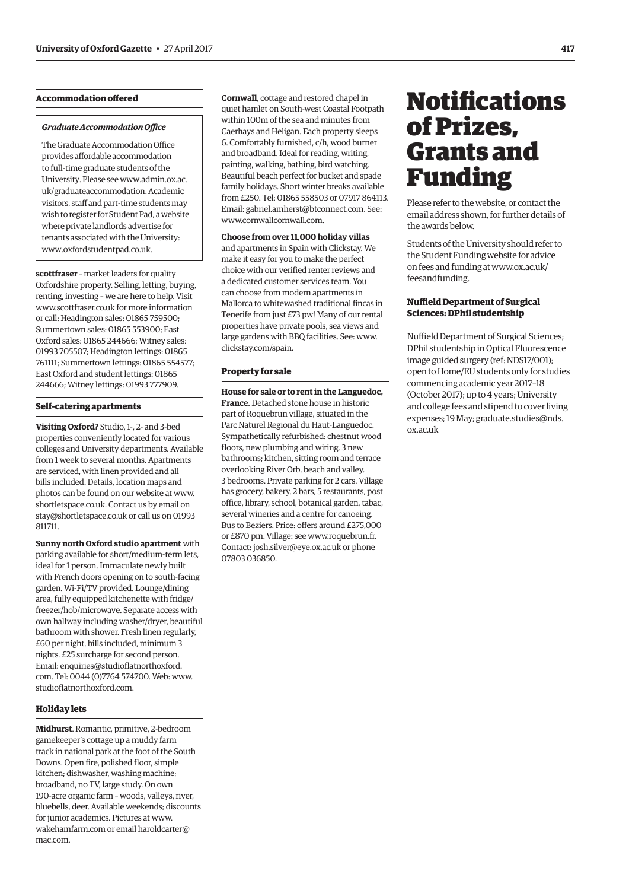### Accommodation offered

#### *Graduate Accommodation Office*

The Graduate Accommodation Office provides affordable accommodation to full-time graduate students of the University. Please see www.admin.ox.ac.uk/graduateaccommodation. Academic visitors, staff and part-time students may wish to register for Student Pad, a website where private landlords advertise for tenants associated with the University: www.oxfordstudentpad.co.uk.

**scottfraser** – market leaders for quality Oxfordshire property. Selling, letting, buying, renting, investing – we are here to help. Visit www.scottfraser.co.uk for more information or call: Headington sales: 01865 759500; Summertown sales: 01865 553900; East Oxford sales: 01865 244666; Witney sales: 01993 705507; Headington lettings: 01865 761111; Summertown lettings: 01865 554577; East Oxford and student lettings: 01865 244666; Witney lettings: 01993 777909.

### Self-catering apartments

**Visiting Oxford?** Studio, 1-, 2- and 3-bed properties conveniently located for various colleges and University departments. Available from 1 week to several months. Apartments are serviced, with linen provided and all bills included. Details, location maps and photos can be found on our website at www.shortletspace.co.uk. Contact us by email on stay@shortletspace.co.uk or call us on 01993 811711.

**Sunny north Oxford studio apartment** with parking available for short/medium-term lets, ideal for 1 person. Immaculate newly built with French doors opening on to south-facing garden. Wi-Fi/TV provided. Lounge/dining area, fully equipped kitchenette with fridge/freezer/hob/microwave. Separate access with own hallway including washer/dryer, beautiful bathroom with shower. Fresh linen regularly, £60 per night, bills included, minimum 3 nights. £25 surcharge for second person. Email: enquiries@studioflatnorthoxford.com. Tel: 0044 (0)7764 574700. Web: www.studioflatnorthoxford.com.

### Holiday lets

**Midhurst**. Romantic, primitive, 2-bedroom gamekeeper's cottage up a muddy farm track in national park at the foot of the South Downs. Open fire, polished floor, simple kitchen; dishwasher, washing machine; broadband, no TV, large study. On own 190-acre organic farm – woods, valleys, river, bluebells, deer. Available weekends; discounts for junior academics. Pictures at www.wakehamfarm.com or email haroldcarter@mac.com.

**Cornwall**, cottage and restored chapel in quiet hamlet on South-west Coastal Footpath within 100m of the sea and minutes from Caerhays and Heligan. Each property sleeps 6. Comfortably furnished, c/h, wood burner and broadband. Ideal for reading, writing, painting, walking, bathing, bird watching. Beautiful beach perfect for bucket and spade family holidays. Short winter breaks available from £250. Tel: 01865 558503 or 07917 864113. Email: gabriel.amherst@btconnect.com. See: www.cornwallcornwall.com.

**Choose from over 11,000 holiday villas** and apartments in Spain with Clickstay. We make it easy for you to make the perfect choice with our verified renter reviews and a dedicated customer services team. You can choose from modern apartments in Mallorca to whitewashed traditional fincas in Tenerife from just £73 pw! Many of our rental properties have private pools, sea views and large gardens with BBQ facilities. See: www.clickstay.com/spain.

### Property for sale

**House for sale or to rent in the Languedoc, France**. Detached stone house in historic part of Roquebrun village, situated in the Parc Naturel Regional du Haut-Languedoc. Sympathetically refurbished: chestnut wood floors, new plumbing and wiring. 3 new bathrooms; kitchen, sitting room and terrace overlooking River Orb, beach and valley. 3 bedrooms. Private parking for 2 cars. Village has grocery, bakery, 2 bars, 5 restaurants, post office, library, school, botanical garden, tabac, several wineries and a centre for canoeing. Bus to Beziers. Price: offers around £275,000 or £870 pm. Village: see www.roquebrun.fr. Contact: josh.silver@eye.ox.ac.uk or phone 07803 036850.

# Notifications of Prizes, Grants and Funding

Please refer to the website, or contact the email address shown, for further details of the awards below.

Students of the University should refer to the Student Funding website for advice on fees and funding at www.ox.ac.uk/feesandfunding.

### Nuffield Department of Surgical Sciences: DPhil studentship

Nuffield Department of Surgical Sciences; DPhil studentship in Optical Fluorescence image guided surgery (ref: NDS17/001); open to Home/EU students only for studies commencing academic year 2017–18 (October 2017); up to 4 years; University and college fees and stipend to cover living expenses; 19 May; graduate.studies@nds.ox.ac.uk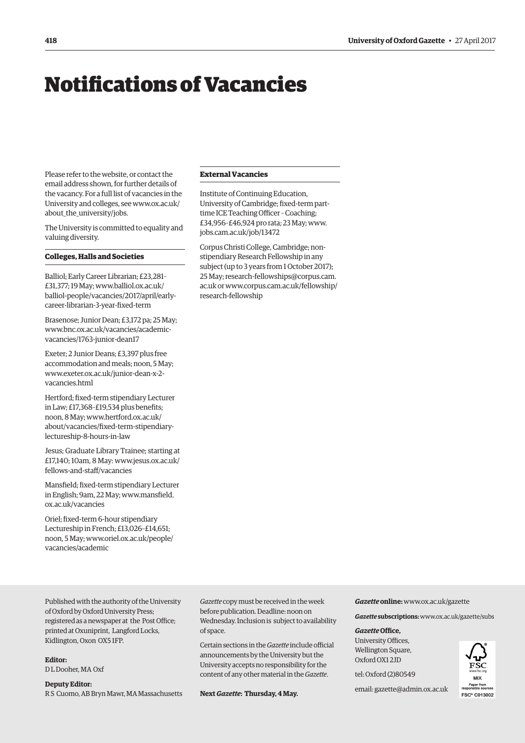# Notifications of Vacancies

Please refer to the website, or contact the email address shown, for further details of the vacancy. For a full list of vacancies in the University and colleges, see www.ox.ac.uk/about_the_university/jobs.

The University is committed to equality and valuing diversity.

### Colleges, Halls and Societies

Balliol; Early Career Librarian; £23,281–£31,377; 19 May; www.balliol.ox.ac.uk/balliol-people/vacancies/2017/april/early-career-librarian-3-year-fixed-term

Brasenose; Junior Dean; £3,172 pa; 25 May; www.bnc.ox.ac.uk/vacancies/academic-vacancies/1763-junior-dean17

Exeter; 2 Junior Deans; £3,397 plus free accommodation and meals; noon, 5 May; www.exeter.ox.ac.uk/junior-dean-x-2-vacancies.html

Hertford; fixed-term stipendiary Lecturer in Law; £17,368–£19,534 plus benefits; noon, 8 May; www.hertford.ox.ac.uk/about/vacancies/fixed-term-stipendiary-lectureship-8-hours-in-law

Jesus; Graduate Library Trainee; starting at £17,140; 10am, 8 May: www.jesus.ox.ac.uk/fellows-and-staff/vacancies

Mansfield; fixed-term stipendiary Lecturer in English; 9am, 22 May; www.mansfield.ox.ac.uk/vacancies

Oriel; fixed-term 6-hour stipendiary Lectureship in French; £13,026–£14,651; noon, 5 May; www.oriel.ox.ac.uk/people/vacancies/academic

### External Vacancies

Institute of Continuing Education, University of Cambridge; fixed-term part-time ICE Teaching Officer – Coaching; £34,956–£46,924 pro rata; 23 May; www.jobs.cam.ac.uk/job/13472

Corpus Christi College, Cambridge; non-stipendiary Research Fellowship in any subject (up to 3 years from 1 October 2017); 25 May; research-fellowships@corpus.cam.ac.uk or www.corpus.cam.ac.uk/fellowship/research-fellowship

---

Published with the authority of the University of Oxford by Oxford University Press; registered as a newspaper at the Post Office; printed at Oxuniprint, Langford Locks, Kidlington, Oxon OX5 1FP.

**Editor:**
D L Dooher, MA Oxf

**Deputy Editor:**
R S Cuomo, AB Bryn Mawr, MA Massachusetts

*Gazette* copy must be received in the week before publication. Deadline: noon on Wednesday. Inclusion is subject to availability of space.

Certain sections in the *Gazette* include official announcements by the University but the University accepts no responsibility for the content of any other material in the *Gazette*.

**Next *Gazette*: Thursday, 4 May.**

***Gazette* online:** www.ox.ac.uk/gazette

***Gazette* subscriptions:** www.ox.ac.uk/gazette/subs

***Gazette* Office,**
University Offices,
Wellington Square,
Oxford OX1 2JD

tel: Oxford (2)80549

email: gazette@admin.ox.ac.uk

FSC www.fsc.org MIX Paper from responsible sources FSC® C013002